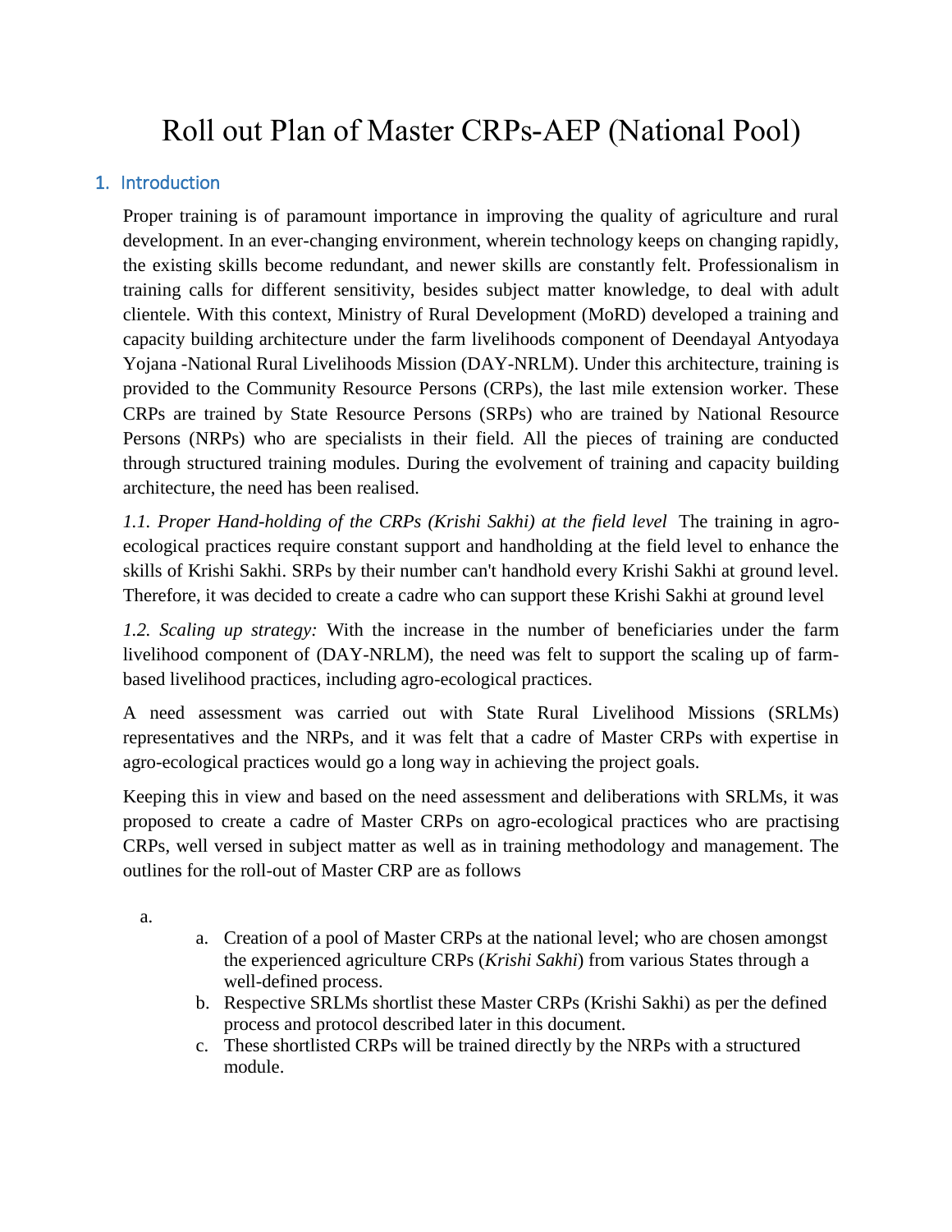# Roll out Plan of Master CRPs-AEP (National Pool)

## 1. Introduction

Proper training is of paramount importance in improving the quality of agriculture and rural development. In an ever-changing environment, wherein technology keeps on changing rapidly, the existing skills become redundant, and newer skills are constantly felt. Professionalism in training calls for different sensitivity, besides subject matter knowledge, to deal with adult clientele. With this context, Ministry of Rural Development (MoRD) developed a training and capacity building architecture under the farm livelihoods component of Deendayal Antyodaya Yojana -National Rural Livelihoods Mission (DAY-NRLM). Under this architecture, training is provided to the Community Resource Persons (CRPs), the last mile extension worker. These CRPs are trained by State Resource Persons (SRPs) who are trained by National Resource Persons (NRPs) who are specialists in their field. All the pieces of training are conducted through structured training modules. During the evolvement of training and capacity building architecture, the need has been realised.

*1.1. Proper Hand-holding of the CRPs (Krishi Sakhi) at the field level* The training in agro-ecological practices require constant support and handholding at the field level to enhance the skills of Krishi Sakhi. SRPs by their number can't handhold every Krishi Sakhi at ground level. Therefore, it was decided to create a cadre who can support these Krishi Sakhi at ground level

*1.2. Scaling up strategy:* With the increase in the number of beneficiaries under the farm livelihood component of (DAY-NRLM), the need was felt to support the scaling up of farm-based livelihood practices, including agro-ecological practices.

A need assessment was carried out with State Rural Livelihood Missions (SRLMs) representatives and the NRPs, and it was felt that a cadre of Master CRPs with expertise in agro-ecological practices would go a long way in achieving the project goals.

Keeping this in view and based on the need assessment and deliberations with SRLMs, it was proposed to create a cadre of Master CRPs on agro-ecological practices who are practising CRPs, well versed in subject matter as well as in training methodology and management. The outlines for the roll-out of Master CRP are as follows

a.

a. Creation of a pool of Master CRPs at the national level; who are chosen amongst the experienced agriculture CRPs (*Krishi Sakhi*) from various States through a well-defined process.
b. Respective SRLMs shortlist these Master CRPs (Krishi Sakhi) as per the defined process and protocol described later in this document.
c. These shortlisted CRPs will be trained directly by the NRPs with a structured module.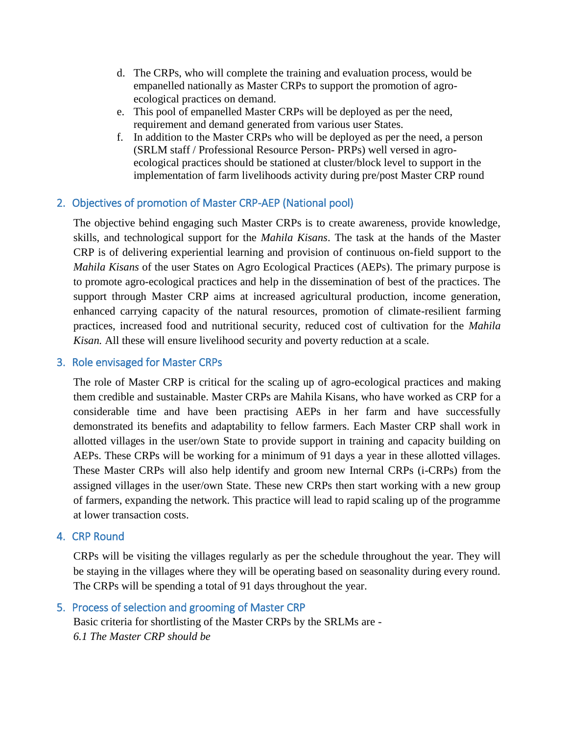d. The CRPs, who will complete the training and evaluation process, would be empanelled nationally as Master CRPs to support the promotion of agro-ecological practices on demand.
e. This pool of empanelled Master CRPs will be deployed as per the need, requirement and demand generated from various user States.
f. In addition to the Master CRPs who will be deployed as per the need, a person (SRLM staff / Professional Resource Person- PRPs) well versed in agro-ecological practices should be stationed at cluster/block level to support in the implementation of farm livelihoods activity during pre/post Master CRP round

## 2. Objectives of promotion of Master CRP-AEP (National pool)

The objective behind engaging such Master CRPs is to create awareness, provide knowledge, skills, and technological support for the *Mahila Kisans*. The task at the hands of the Master CRP is of delivering experiential learning and provision of continuous on-field support to the *Mahila Kisans* of the user States on Agro Ecological Practices (AEPs). The primary purpose is to promote agro-ecological practices and help in the dissemination of best of the practices. The support through Master CRP aims at increased agricultural production, income generation, enhanced carrying capacity of the natural resources, promotion of climate-resilient farming practices, increased food and nutritional security, reduced cost of cultivation for the *Mahila Kisan.* All these will ensure livelihood security and poverty reduction at a scale.

## 3. Role envisaged for Master CRPs

The role of Master CRP is critical for the scaling up of agro-ecological practices and making them credible and sustainable. Master CRPs are Mahila Kisans, who have worked as CRP for a considerable time and have been practising AEPs in her farm and have successfully demonstrated its benefits and adaptability to fellow farmers. Each Master CRP shall work in allotted villages in the user/own State to provide support in training and capacity building on AEPs. These CRPs will be working for a minimum of 91 days a year in these allotted villages. These Master CRPs will also help identify and groom new Internal CRPs (i-CRPs) from the assigned villages in the user/own State. These new CRPs then start working with a new group of farmers, expanding the network. This practice will lead to rapid scaling up of the programme at lower transaction costs.

## 4. CRP Round

CRPs will be visiting the villages regularly as per the schedule throughout the year. They will be staying in the villages where they will be operating based on seasonality during every round. The CRPs will be spending a total of 91 days throughout the year.

## 5. Process of selection and grooming of Master CRP

Basic criteria for shortlisting of the Master CRPs by the SRLMs are -

*6.1 The Master CRP should be*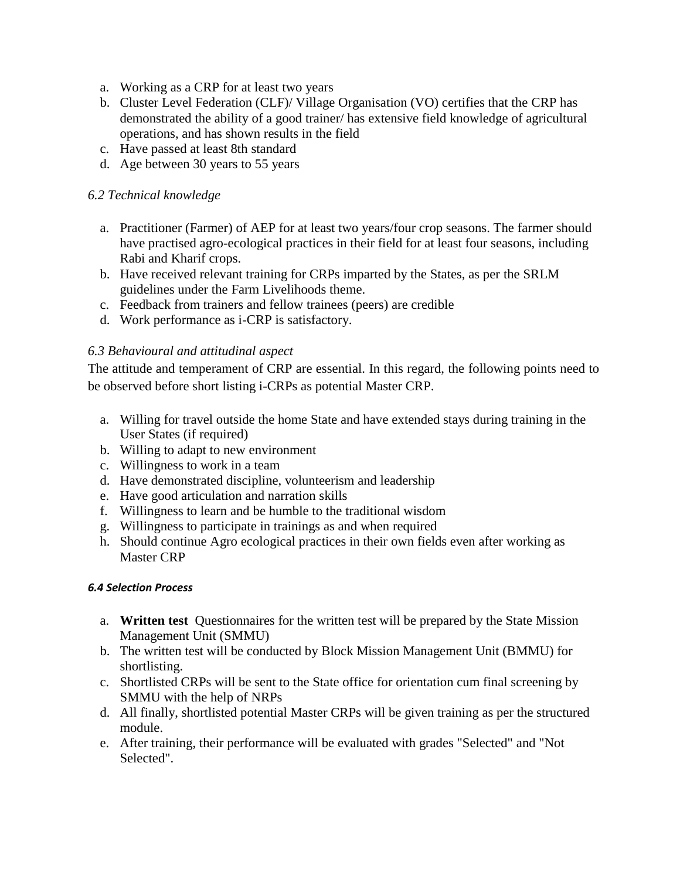a. Working as a CRP for at least two years
b. Cluster Level Federation (CLF)/ Village Organisation (VO) certifies that the CRP has demonstrated the ability of a good trainer/ has extensive field knowledge of agricultural operations, and has shown results in the field
c. Have passed at least 8th standard
d. Age between 30 years to 55 years

*6.2 Technical knowledge*

a. Practitioner (Farmer) of AEP for at least two years/four crop seasons. The farmer should have practised agro-ecological practices in their field for at least four seasons, including Rabi and Kharif crops.
b. Have received relevant training for CRPs imparted by the States, as per the SRLM guidelines under the Farm Livelihoods theme.
c. Feedback from trainers and fellow trainees (peers) are credible
d. Work performance as i-CRP is satisfactory.

*6.3 Behavioural and attitudinal aspect*

The attitude and temperament of CRP are essential. In this regard, the following points need to be observed before short listing i-CRPs as potential Master CRP.

a. Willing for travel outside the home State and have extended stays during training in the User States (if required)
b. Willing to adapt to new environment
c. Willingness to work in a team
d. Have demonstrated discipline, volunteerism and leadership
e. Have good articulation and narration skills
f. Willingness to learn and be humble to the traditional wisdom
g. Willingness to participate in trainings as and when required
h. Should continue Agro ecological practices in their own fields even after working as Master CRP

***6.4 Selection Process***

a. **Written test** Questionnaires for the written test will be prepared by the State Mission Management Unit (SMMU)
b. The written test will be conducted by Block Mission Management Unit (BMMU) for shortlisting.
c. Shortlisted CRPs will be sent to the State office for orientation cum final screening by SMMU with the help of NRPs
d. All finally, shortlisted potential Master CRPs will be given training as per the structured module.
e. After training, their performance will be evaluated with grades "Selected" and "Not Selected".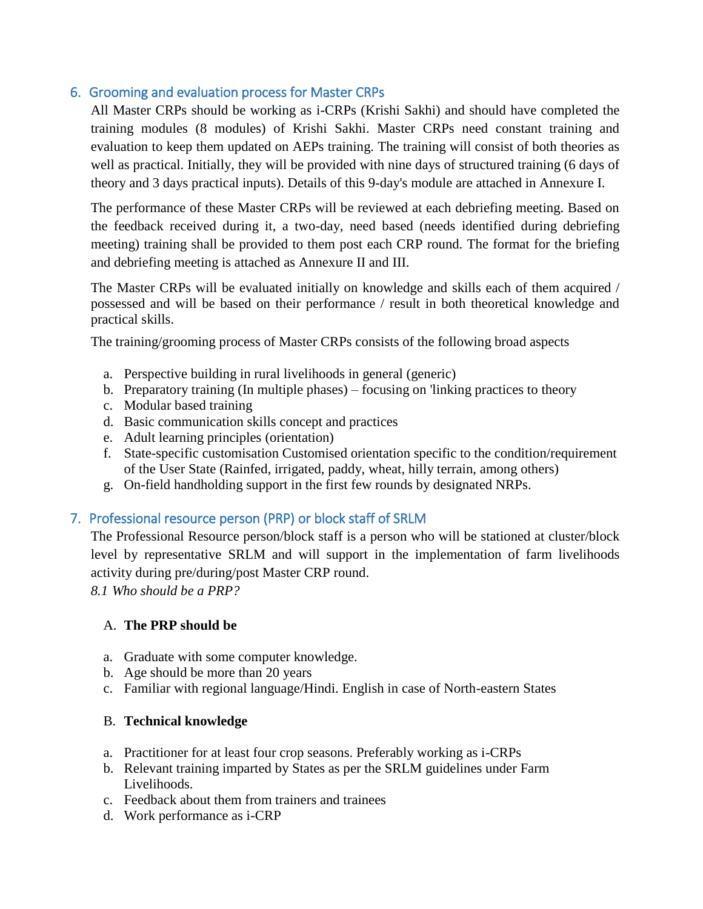## 6. Grooming and evaluation process for Master CRPs

All Master CRPs should be working as i-CRPs (Krishi Sakhi) and should have completed the training modules (8 modules) of Krishi Sakhi. Master CRPs need constant training and evaluation to keep them updated on AEPs training. The training will consist of both theories as well as practical. Initially, they will be provided with nine days of structured training (6 days of theory and 3 days practical inputs). Details of this 9-day's module are attached in Annexure I.

The performance of these Master CRPs will be reviewed at each debriefing meeting. Based on the feedback received during it, a two-day, need based (needs identified during debriefing meeting) training shall be provided to them post each CRP round. The format for the briefing and debriefing meeting is attached as Annexure II and III.

The Master CRPs will be evaluated initially on knowledge and skills each of them acquired / possessed and will be based on their performance / result in both theoretical knowledge and practical skills.

The training/grooming process of Master CRPs consists of the following broad aspects

a. Perspective building in rural livelihoods in general (generic)
b. Preparatory training (In multiple phases) – focusing on 'linking practices to theory
c. Modular based training
d. Basic communication skills concept and practices
e. Adult learning principles (orientation)
f. State-specific customisation Customised orientation specific to the condition/requirement of the User State (Rainfed, irrigated, paddy, wheat, hilly terrain, among others)
g. On-field handholding support in the first few rounds by designated NRPs.

## 7. Professional resource person (PRP) or block staff of SRLM

The Professional Resource person/block staff is a person who will be stationed at cluster/block level by representative SRLM and will support in the implementation of farm livelihoods activity during pre/during/post Master CRP round.

*8.1 Who should be a PRP?*

A. **The PRP should be**

a. Graduate with some computer knowledge.
b. Age should be more than 20 years
c. Familiar with regional language/Hindi. English in case of North-eastern States

B. **Technical knowledge**

a. Practitioner for at least four crop seasons. Preferably working as i-CRPs
b. Relevant training imparted by States as per the SRLM guidelines under Farm Livelihoods.
c. Feedback about them from trainers and trainees
d. Work performance as i-CRP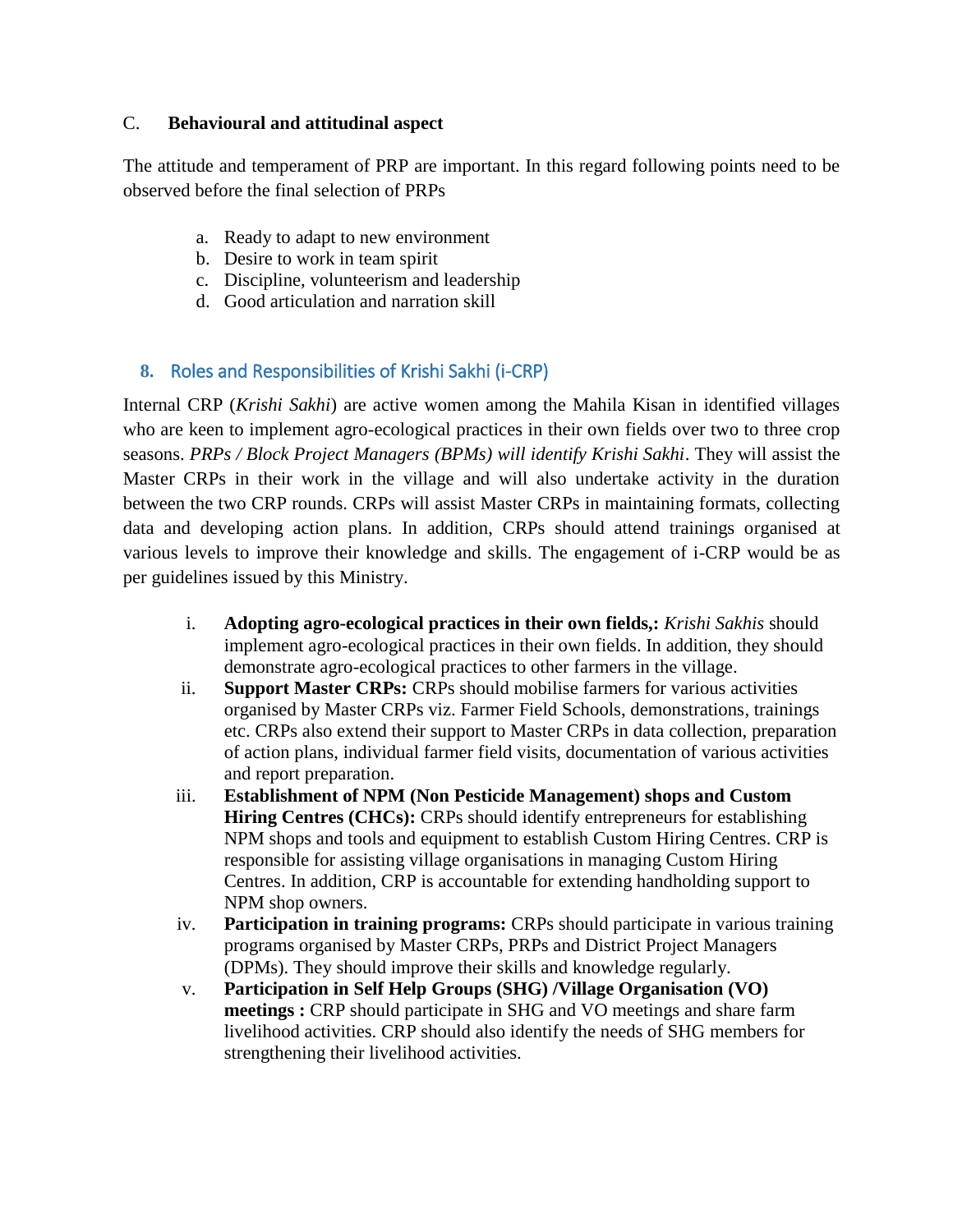C. **Behavioural and attitudinal aspect**

The attitude and temperament of PRP are important. In this regard following points need to be observed before the final selection of PRPs

a. Ready to adapt to new environment
b. Desire to work in team spirit
c. Discipline, volunteerism and leadership
d. Good articulation and narration skill

## 8. Roles and Responsibilities of Krishi Sakhi (i-CRP)

Internal CRP (*Krishi Sakhi*) are active women among the Mahila Kisan in identified villages who are keen to implement agro-ecological practices in their own fields over two to three crop seasons. *PRPs / Block Project Managers (BPMs) will identify Krishi Sakhi*. They will assist the Master CRPs in their work in the village and will also undertake activity in the duration between the two CRP rounds. CRPs will assist Master CRPs in maintaining formats, collecting data and developing action plans. In addition, CRPs should attend trainings organised at various levels to improve their knowledge and skills. The engagement of i-CRP would be as per guidelines issued by this Ministry.

i. **Adopting agro-ecological practices in their own fields,:** *Krishi Sakhis* should implement agro-ecological practices in their own fields. In addition, they should demonstrate agro-ecological practices to other farmers in the village.
ii. **Support Master CRPs:** CRPs should mobilise farmers for various activities organised by Master CRPs viz. Farmer Field Schools, demonstrations, trainings etc. CRPs also extend their support to Master CRPs in data collection, preparation of action plans, individual farmer field visits, documentation of various activities and report preparation.
iii. **Establishment of NPM (Non Pesticide Management) shops and Custom Hiring Centres (CHCs):** CRPs should identify entrepreneurs for establishing NPM shops and tools and equipment to establish Custom Hiring Centres. CRP is responsible for assisting village organisations in managing Custom Hiring Centres. In addition, CRP is accountable for extending handholding support to NPM shop owners.
iv. **Participation in training programs:** CRPs should participate in various training programs organised by Master CRPs, PRPs and District Project Managers (DPMs). They should improve their skills and knowledge regularly.
v. **Participation in Self Help Groups (SHG) /Village Organisation (VO) meetings :** CRP should participate in SHG and VO meetings and share farm livelihood activities. CRP should also identify the needs of SHG members for strengthening their livelihood activities.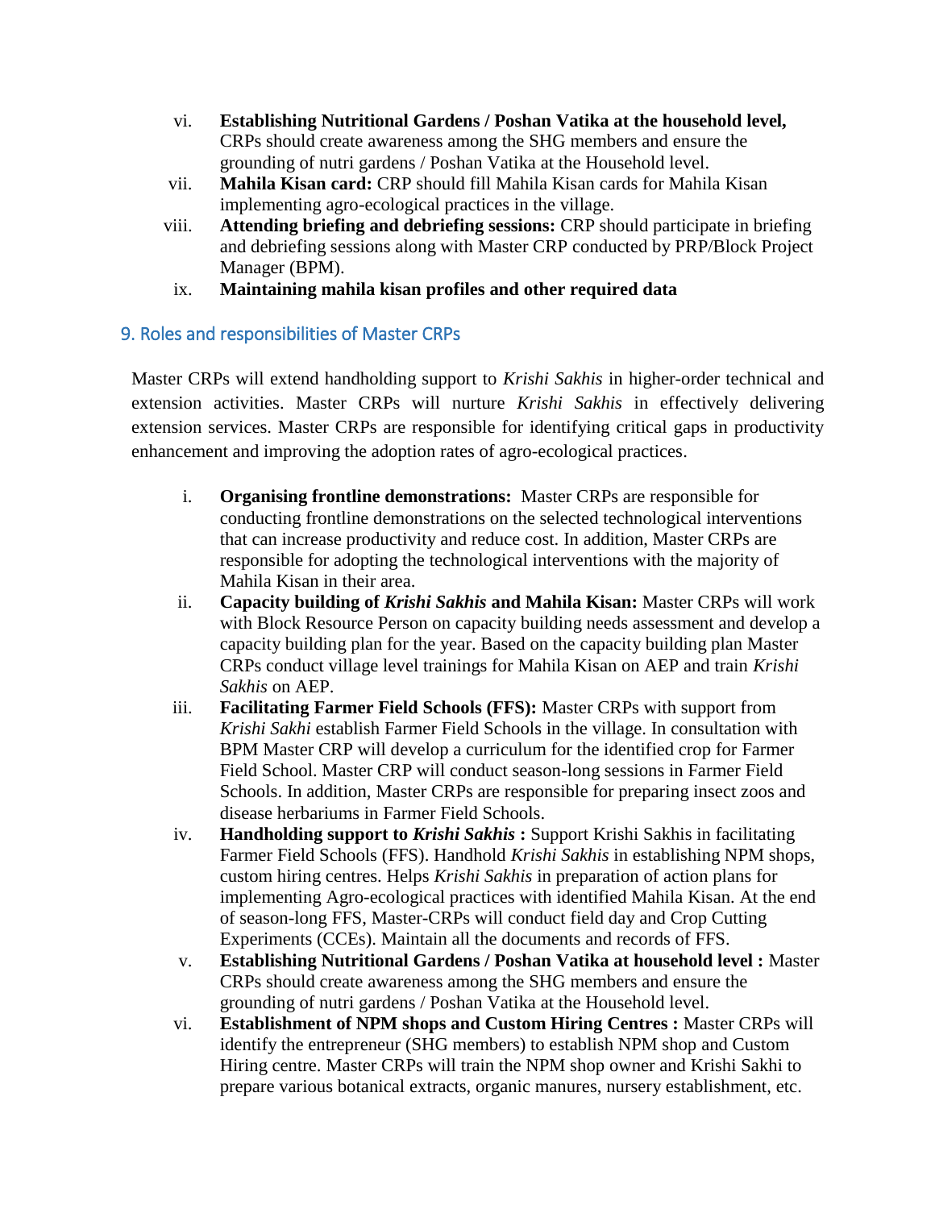vi. **Establishing Nutritional Gardens / Poshan Vatika at the household level,** CRPs should create awareness among the SHG members and ensure the grounding of nutri gardens / Poshan Vatika at the Household level.

vii. **Mahila Kisan card:** CRP should fill Mahila Kisan cards for Mahila Kisan implementing agro-ecological practices in the village.

viii. **Attending briefing and debriefing sessions:** CRP should participate in briefing and debriefing sessions along with Master CRP conducted by PRP/Block Project Manager (BPM).

ix. **Maintaining mahila kisan profiles and other required data**

## 9. Roles and responsibilities of Master CRPs

Master CRPs will extend handholding support to *Krishi Sakhis* in higher-order technical and extension activities. Master CRPs will nurture *Krishi Sakhis* in effectively delivering extension services. Master CRPs are responsible for identifying critical gaps in productivity enhancement and improving the adoption rates of agro-ecological practices.

i. **Organising frontline demonstrations:** Master CRPs are responsible for conducting frontline demonstrations on the selected technological interventions that can increase productivity and reduce cost. In addition, Master CRPs are responsible for adopting the technological interventions with the majority of Mahila Kisan in their area.

ii. **Capacity building of *Krishi Sakhis* and Mahila Kisan:** Master CRPs will work with Block Resource Person on capacity building needs assessment and develop a capacity building plan for the year. Based on the capacity building plan Master CRPs conduct village level trainings for Mahila Kisan on AEP and train *Krishi Sakhis* on AEP.

iii. **Facilitating Farmer Field Schools (FFS):** Master CRPs with support from *Krishi Sakhi* establish Farmer Field Schools in the village. In consultation with BPM Master CRP will develop a curriculum for the identified crop for Farmer Field School. Master CRP will conduct season-long sessions in Farmer Field Schools. In addition, Master CRPs are responsible for preparing insect zoos and disease herbariums in Farmer Field Schools.

iv. **Handholding support to *Krishi Sakhis* :** Support Krishi Sakhis in facilitating Farmer Field Schools (FFS). Handhold *Krishi Sakhis* in establishing NPM shops, custom hiring centres. Helps *Krishi Sakhis* in preparation of action plans for implementing Agro-ecological practices with identified Mahila Kisan. At the end of season-long FFS, Master-CRPs will conduct field day and Crop Cutting Experiments (CCEs). Maintain all the documents and records of FFS.

v. **Establishing Nutritional Gardens / Poshan Vatika at household level :** Master CRPs should create awareness among the SHG members and ensure the grounding of nutri gardens / Poshan Vatika at the Household level.

vi. **Establishment of NPM shops and Custom Hiring Centres :** Master CRPs will identify the entrepreneur (SHG members) to establish NPM shop and Custom Hiring centre. Master CRPs will train the NPM shop owner and Krishi Sakhi to prepare various botanical extracts, organic manures, nursery establishment, etc.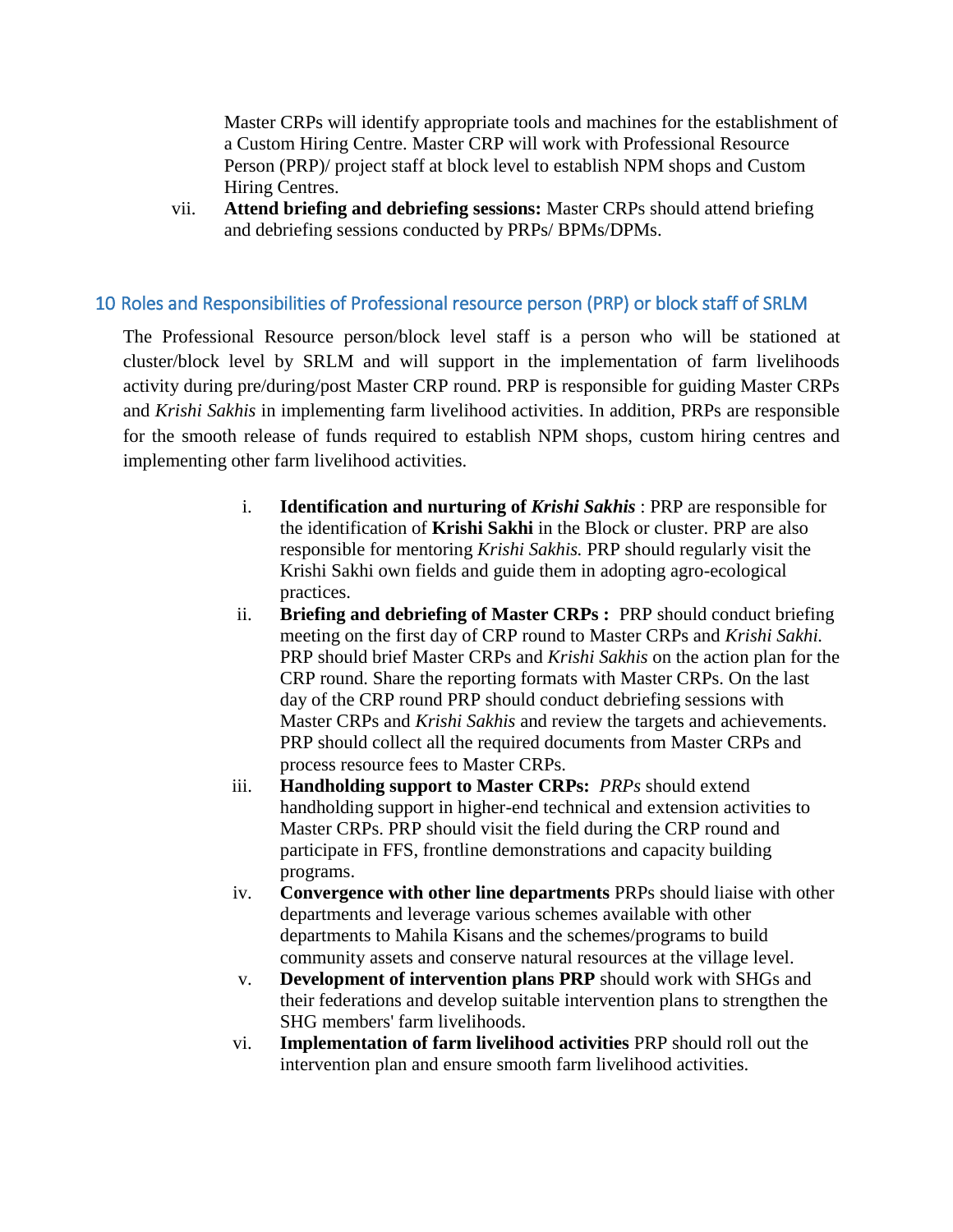Master CRPs will identify appropriate tools and machines for the establishment of a Custom Hiring Centre. Master CRP will work with Professional Resource Person (PRP)/ project staff at block level to establish NPM shops and Custom Hiring Centres.

vii. **Attend briefing and debriefing sessions:** Master CRPs should attend briefing and debriefing sessions conducted by PRPs/ BPMs/DPMs.

## 10 Roles and Responsibilities of Professional resource person (PRP) or block staff of SRLM

The Professional Resource person/block level staff is a person who will be stationed at cluster/block level by SRLM and will support in the implementation of farm livelihoods activity during pre/during/post Master CRP round. PRP is responsible for guiding Master CRPs and *Krishi Sakhis* in implementing farm livelihood activities. In addition, PRPs are responsible for the smooth release of funds required to establish NPM shops, custom hiring centres and implementing other farm livelihood activities.

i. **Identification and nurturing of *Krishi Sakhis*** : PRP are responsible for the identification of **Krishi Sakhi** in the Block or cluster. PRP are also responsible for mentoring *Krishi Sakhis.* PRP should regularly visit the Krishi Sakhi own fields and guide them in adopting agro-ecological practices.

ii. **Briefing and debriefing of Master CRPs :** PRP should conduct briefing meeting on the first day of CRP round to Master CRPs and *Krishi Sakhi.* PRP should brief Master CRPs and *Krishi Sakhis* on the action plan for the CRP round. Share the reporting formats with Master CRPs. On the last day of the CRP round PRP should conduct debriefing sessions with Master CRPs and *Krishi Sakhis* and review the targets and achievements. PRP should collect all the required documents from Master CRPs and process resource fees to Master CRPs.

iii. **Handholding support to Master CRPs:** *PRPs* should extend handholding support in higher-end technical and extension activities to Master CRPs. PRP should visit the field during the CRP round and participate in FFS, frontline demonstrations and capacity building programs.

iv. **Convergence with other line departments** PRPs should liaise with other departments and leverage various schemes available with other departments to Mahila Kisans and the schemes/programs to build community assets and conserve natural resources at the village level.

v. **Development of intervention plans PRP** should work with SHGs and their federations and develop suitable intervention plans to strengthen the SHG members' farm livelihoods.

vi. **Implementation of farm livelihood activities** PRP should roll out the intervention plan and ensure smooth farm livelihood activities.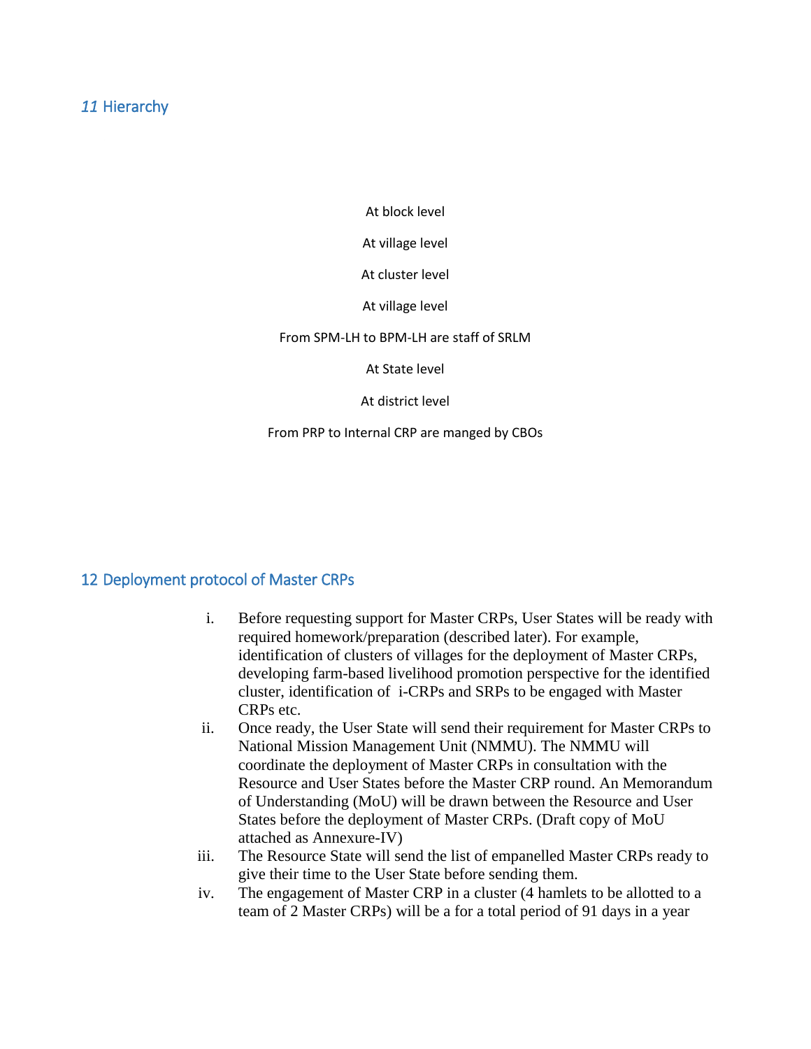## *11* Hierarchy

At block level

At village level

At cluster level

At village level

From SPM-LH to BPM-LH are staff of SRLM

At State level

At district level

From PRP to Internal CRP are manged by CBOs

## 12 Deployment protocol of Master CRPs

i. Before requesting support for Master CRPs, User States will be ready with required homework/preparation (described later). For example, identification of clusters of villages for the deployment of Master CRPs, developing farm-based livelihood promotion perspective for the identified cluster, identification of i-CRPs and SRPs to be engaged with Master CRPs etc.

ii. Once ready, the User State will send their requirement for Master CRPs to National Mission Management Unit (NMMU). The NMMU will coordinate the deployment of Master CRPs in consultation with the Resource and User States before the Master CRP round. An Memorandum of Understanding (MoU) will be drawn between the Resource and User States before the deployment of Master CRPs. (Draft copy of MoU attached as Annexure-IV)

iii. The Resource State will send the list of empanelled Master CRPs ready to give their time to the User State before sending them.

iv. The engagement of Master CRP in a cluster (4 hamlets to be allotted to a team of 2 Master CRPs) will be a for a total period of 91 days in a year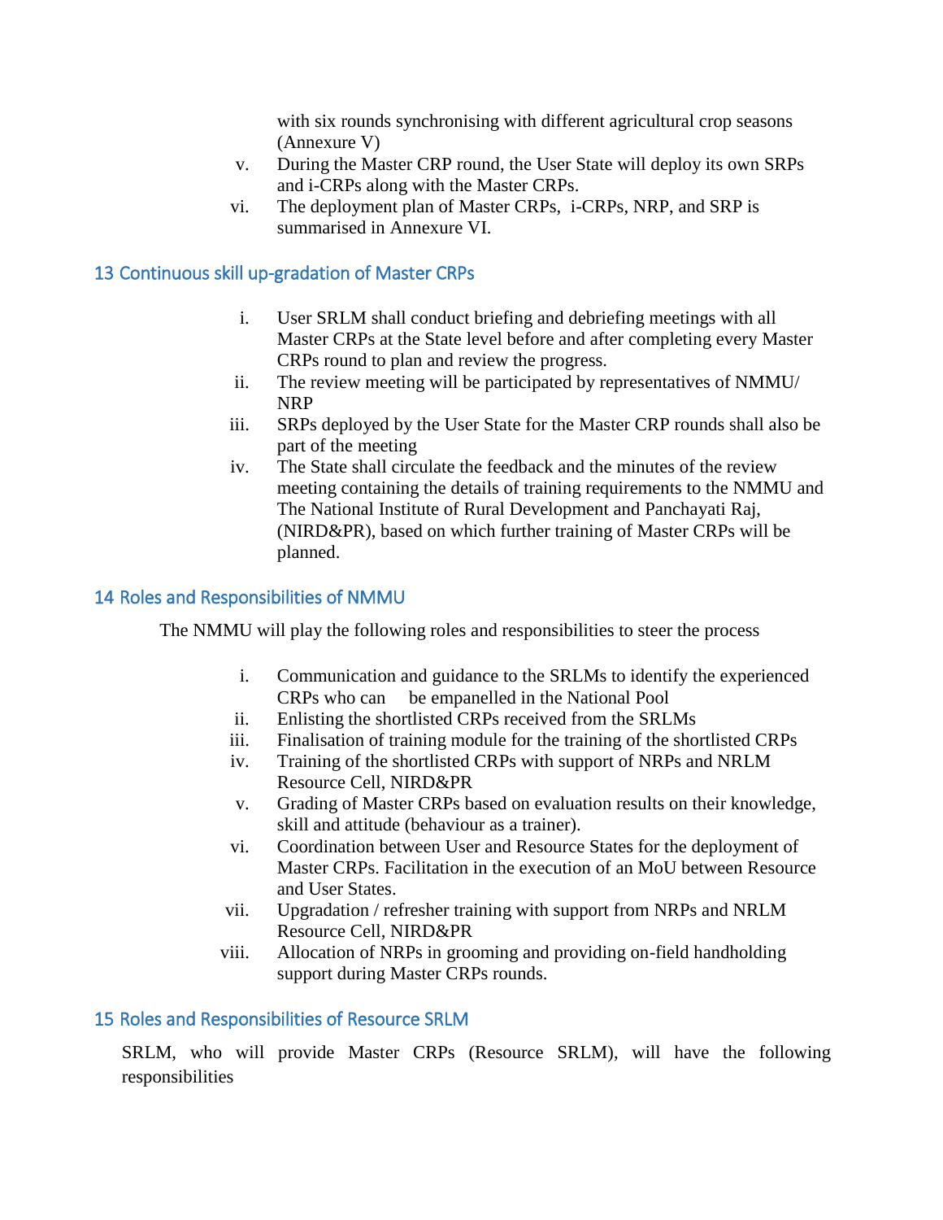with six rounds synchronising with different agricultural crop seasons (Annexure V)

v. During the Master CRP round, the User State will deploy its own SRPs and i-CRPs along with the Master CRPs.

vi. The deployment plan of Master CRPs, i-CRPs, NRP, and SRP is summarised in Annexure VI.

## 13 Continuous skill up-gradation of Master CRPs

i. User SRLM shall conduct briefing and debriefing meetings with all Master CRPs at the State level before and after completing every Master CRPs round to plan and review the progress.

ii. The review meeting will be participated by representatives of NMMU/ NRP

iii. SRPs deployed by the User State for the Master CRP rounds shall also be part of the meeting

iv. The State shall circulate the feedback and the minutes of the review meeting containing the details of training requirements to the NMMU and The National Institute of Rural Development and Panchayati Raj, (NIRD&PR), based on which further training of Master CRPs will be planned.

## 14 Roles and Responsibilities of NMMU

The NMMU will play the following roles and responsibilities to steer the process

i. Communication and guidance to the SRLMs to identify the experienced CRPs who can be empanelled in the National Pool

ii. Enlisting the shortlisted CRPs received from the SRLMs

iii. Finalisation of training module for the training of the shortlisted CRPs

iv. Training of the shortlisted CRPs with support of NRPs and NRLM Resource Cell, NIRD&PR

v. Grading of Master CRPs based on evaluation results on their knowledge, skill and attitude (behaviour as a trainer).

vi. Coordination between User and Resource States for the deployment of Master CRPs. Facilitation in the execution of an MoU between Resource and User States.

vii. Upgradation / refresher training with support from NRPs and NRLM Resource Cell, NIRD&PR

viii. Allocation of NRPs in grooming and providing on-field handholding support during Master CRPs rounds.

## 15 Roles and Responsibilities of Resource SRLM

SRLM, who will provide Master CRPs (Resource SRLM), will have the following responsibilities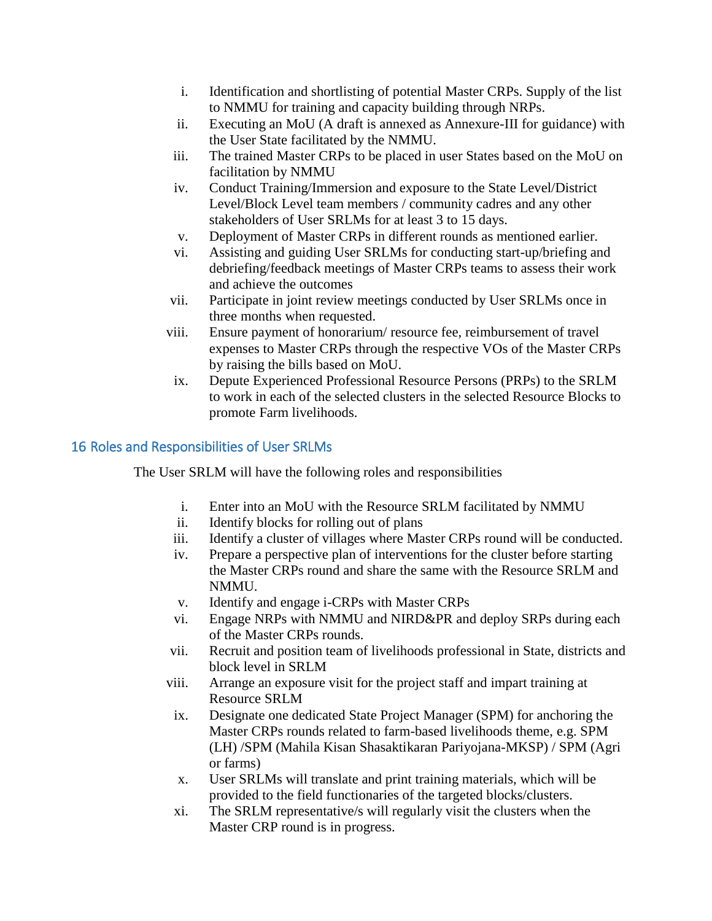i. Identification and shortlisting of potential Master CRPs. Supply of the list to NMMU for training and capacity building through NRPs.
ii. Executing an MoU (A draft is annexed as Annexure-III for guidance) with the User State facilitated by the NMMU.
iii. The trained Master CRPs to be placed in user States based on the MoU on facilitation by NMMU
iv. Conduct Training/Immersion and exposure to the State Level/District Level/Block Level team members / community cadres and any other stakeholders of User SRLMs for at least 3 to 15 days.
v. Deployment of Master CRPs in different rounds as mentioned earlier.
vi. Assisting and guiding User SRLMs for conducting start-up/briefing and debriefing/feedback meetings of Master CRPs teams to assess their work and achieve the outcomes
vii. Participate in joint review meetings conducted by User SRLMs once in three months when requested.
viii. Ensure payment of honorarium/ resource fee, reimbursement of travel expenses to Master CRPs through the respective VOs of the Master CRPs by raising the bills based on MoU.
ix. Depute Experienced Professional Resource Persons (PRPs) to the SRLM to work in each of the selected clusters in the selected Resource Blocks to promote Farm livelihoods.

## 16 Roles and Responsibilities of User SRLMs

The User SRLM will have the following roles and responsibilities

i. Enter into an MoU with the Resource SRLM facilitated by NMMU
ii. Identify blocks for rolling out of plans
iii. Identify a cluster of villages where Master CRPs round will be conducted.
iv. Prepare a perspective plan of interventions for the cluster before starting the Master CRPs round and share the same with the Resource SRLM and NMMU.
v. Identify and engage i-CRPs with Master CRPs
vi. Engage NRPs with NMMU and NIRD&PR and deploy SRPs during each of the Master CRPs rounds.
vii. Recruit and position team of livelihoods professional in State, districts and block level in SRLM
viii. Arrange an exposure visit for the project staff and impart training at Resource SRLM
ix. Designate one dedicated State Project Manager (SPM) for anchoring the Master CRPs rounds related to farm-based livelihoods theme, e.g. SPM (LH) /SPM (Mahila Kisan Shasaktikaran Pariyojana-MKSP) / SPM (Agri or farms)
x. User SRLMs will translate and print training materials, which will be provided to the field functionaries of the targeted blocks/clusters.
xi. The SRLM representative/s will regularly visit the clusters when the Master CRP round is in progress.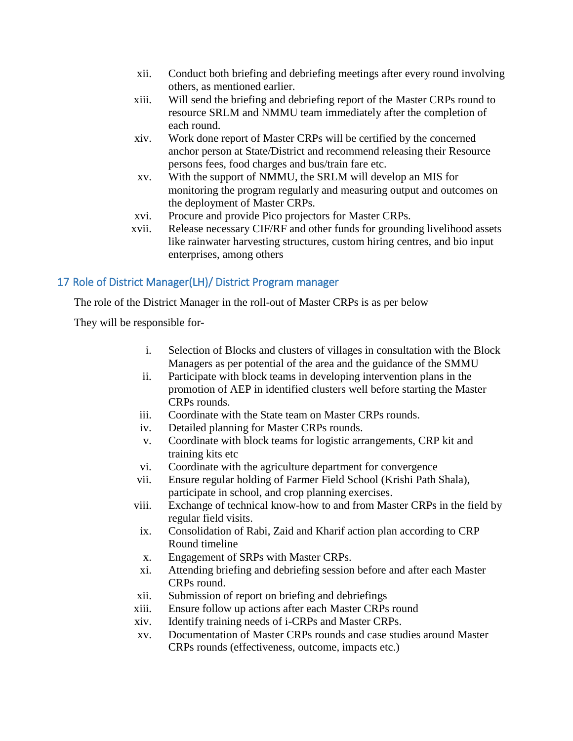xii. Conduct both briefing and debriefing meetings after every round involving others, as mentioned earlier.

xiii. Will send the briefing and debriefing report of the Master CRPs round to resource SRLM and NMMU team immediately after the completion of each round.

xiv. Work done report of Master CRPs will be certified by the concerned anchor person at State/District and recommend releasing their Resource persons fees, food charges and bus/train fare etc.

xv. With the support of NMMU, the SRLM will develop an MIS for monitoring the program regularly and measuring output and outcomes on the deployment of Master CRPs.

xvi. Procure and provide Pico projectors for Master CRPs.

xvii. Release necessary CIF/RF and other funds for grounding livelihood assets like rainwater harvesting structures, custom hiring centres, and bio input enterprises, among others

## 17 Role of District Manager(LH)/ District Program manager

The role of the District Manager in the roll-out of Master CRPs is as per below

They will be responsible for-

i. Selection of Blocks and clusters of villages in consultation with the Block Managers as per potential of the area and the guidance of the SMMU

ii. Participate with block teams in developing intervention plans in the promotion of AEP in identified clusters well before starting the Master CRPs rounds.

iii. Coordinate with the State team on Master CRPs rounds.

iv. Detailed planning for Master CRPs rounds.

v. Coordinate with block teams for logistic arrangements, CRP kit and training kits etc

vi. Coordinate with the agriculture department for convergence

vii. Ensure regular holding of Farmer Field School (Krishi Path Shala), participate in school, and crop planning exercises.

viii. Exchange of technical know-how to and from Master CRPs in the field by regular field visits.

ix. Consolidation of Rabi, Zaid and Kharif action plan according to CRP Round timeline

x. Engagement of SRPs with Master CRPs.

xi. Attending briefing and debriefing session before and after each Master CRPs round.

xii. Submission of report on briefing and debriefings

xiii. Ensure follow up actions after each Master CRPs round

xiv. Identify training needs of i-CRPs and Master CRPs.

xv. Documentation of Master CRPs rounds and case studies around Master CRPs rounds (effectiveness, outcome, impacts etc.)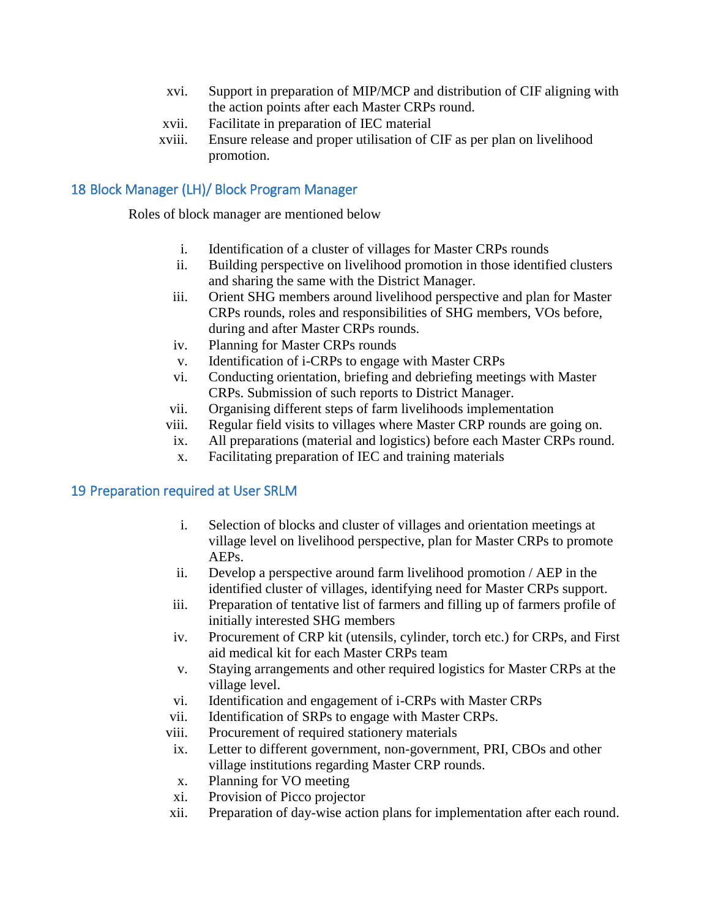xvi. Support in preparation of MIP/MCP and distribution of CIF aligning with the action points after each Master CRPs round.
xvii. Facilitate in preparation of IEC material
xviii. Ensure release and proper utilisation of CIF as per plan on livelihood promotion.

## 18 Block Manager (LH)/ Block Program Manager

Roles of block manager are mentioned below

i. Identification of a cluster of villages for Master CRPs rounds
ii. Building perspective on livelihood promotion in those identified clusters and sharing the same with the District Manager.
iii. Orient SHG members around livelihood perspective and plan for Master CRPs rounds, roles and responsibilities of SHG members, VOs before, during and after Master CRPs rounds.
iv. Planning for Master CRPs rounds
v. Identification of i-CRPs to engage with Master CRPs
vi. Conducting orientation, briefing and debriefing meetings with Master CRPs. Submission of such reports to District Manager.
vii. Organising different steps of farm livelihoods implementation
viii. Regular field visits to villages where Master CRP rounds are going on.
ix. All preparations (material and logistics) before each Master CRPs round.
x. Facilitating preparation of IEC and training materials

## 19 Preparation required at User SRLM

i. Selection of blocks and cluster of villages and orientation meetings at village level on livelihood perspective, plan for Master CRPs to promote AEPs.
ii. Develop a perspective around farm livelihood promotion / AEP in the identified cluster of villages, identifying need for Master CRPs support.
iii. Preparation of tentative list of farmers and filling up of farmers profile of initially interested SHG members
iv. Procurement of CRP kit (utensils, cylinder, torch etc.) for CRPs, and First aid medical kit for each Master CRPs team
v. Staying arrangements and other required logistics for Master CRPs at the village level.
vi. Identification and engagement of i-CRPs with Master CRPs
vii. Identification of SRPs to engage with Master CRPs.
viii. Procurement of required stationery materials
ix. Letter to different government, non-government, PRI, CBOs and other village institutions regarding Master CRP rounds.
x. Planning for VO meeting
xi. Provision of Picco projector
xii. Preparation of day-wise action plans for implementation after each round.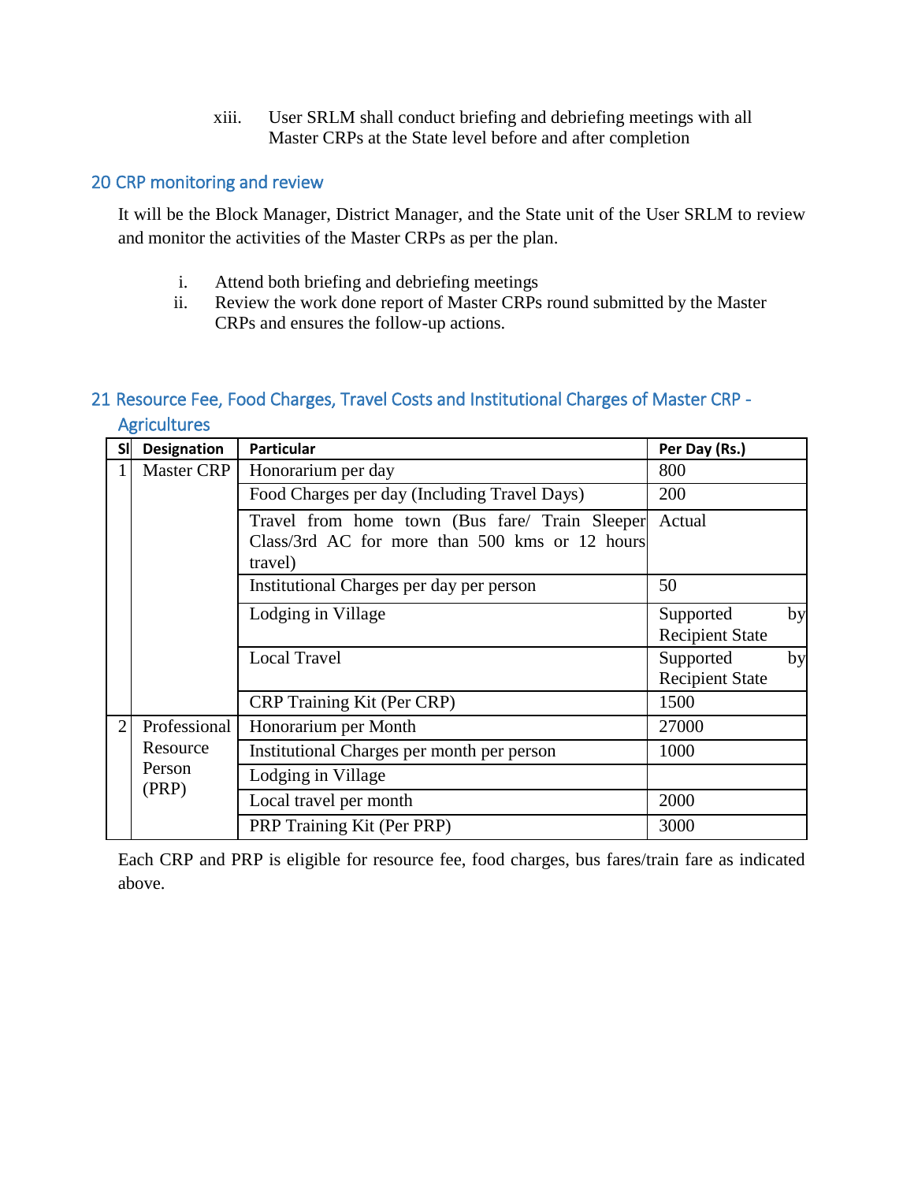xiii. User SRLM shall conduct briefing and debriefing meetings with all Master CRPs at the State level before and after completion

## 20 CRP monitoring and review

It will be the Block Manager, District Manager, and the State unit of the User SRLM to review and monitor the activities of the Master CRPs as per the plan.

i. Attend both briefing and debriefing meetings
ii. Review the work done report of Master CRPs round submitted by the Master CRPs and ensures the follow-up actions.

## 21 Resource Fee, Food Charges, Travel Costs and Institutional Charges of Master CRP - Agricultures

| Sl | Designation | Particular | Per Day (Rs.) |
|---|---|---|---|
| 1 | Master CRP | Honorarium per day | 800 |
| | | Food Charges per day (Including Travel Days) | 200 |
| | | Travel from home town (Bus fare/ Train Sleeper Class/3rd AC for more than 500 kms or 12 hours travel) | Actual |
| | | Institutional Charges per day per person | 50 |
| | | Lodging in Village | Supported by Recipient State |
| | | Local Travel | Supported by Recipient State |
| | | CRP Training Kit (Per CRP) | 1500 |
| 2 | Professional Resource Person (PRP) | Honorarium per Month | 27000 |
| | | Institutional Charges per month per person | 1000 |
| | | Lodging in Village | |
| | | Local travel per month | 2000 |
| | | PRP Training Kit (Per PRP) | 3000 |

Each CRP and PRP is eligible for resource fee, food charges, bus fares/train fare as indicated above.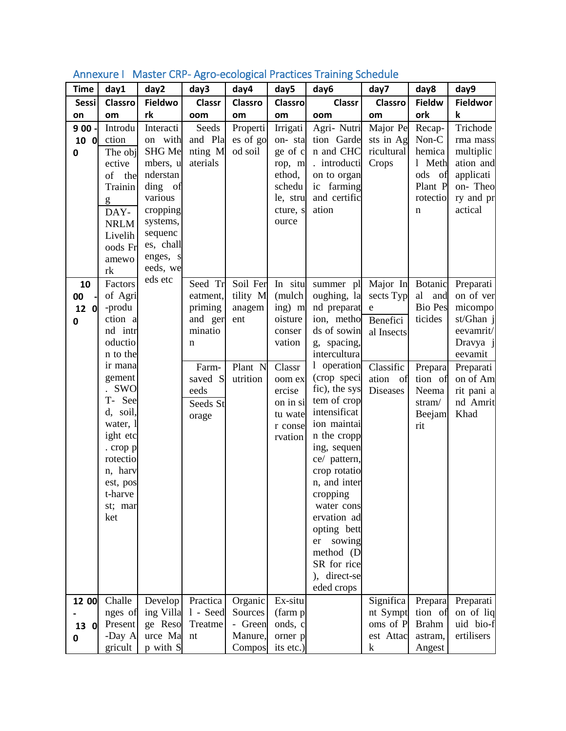## Annexure I Master CRP- Agro-ecological Practices Training Schedule

| Time | day1 | day2 | day3 | day4 | day5 | day6 | day7 | day8 | day9 |
|---|---|---|---|---|---|---|---|---|---|
| Session | Classroom | Fieldwork | Classroom | Classroom | Classroom | Classroom | Classroom | Fieldwork | Fieldwork |
| 9 00 - 10 00 | Introduction The objective of the Training DAY-NRLM Livelihoods Framework | Interaction with SHG Members, understanding of various cropping systems, sequences, challenges, seeds, weeds etc | Seeds and Planting Materials | Properties of good soil | Irrigation- stage of crop, method, schedule, structure, source | Agri- Nutrition Garden and CHC. introduction to organic farming and certification | Major Pests in Agricultural Crops | Recap- Non-Chemical Methods of Plant Protection | Trichoderma mass multiplication and application- Theory and practical |
| 10 00 - 12 00 | Factors of Agri-production and introduction to their management. SWOT- Seed, soil, water, light etc. crop protection, harvest, post-harvest; market | | Seed Treatment, priming and germination | Soil Fertility Management | In situ (mulching) moisture conservation | summer ploughing, land preparation, methods of sowing, spacing, intercultural operation (crop specific), the system of crop intensification maintain the cropping, sequence/ pattern, crop rotation, and intercropping water conservation adopting better sowing method (DSR for rice), direct-seeded crops | Major Insects Type Beneficial Insects | Botanical and Bio Pesticides | Preparation of vermicompost/Ghan jeevamrit/ Dravya jeevamit |
| | | | Farm-saved Seeds Seeds Storage | Plant Nutrition | Classroom exercise on in situ water conservation | | Classification of Diseases | Preparation of Neemastram/ Beejamrit | Preparation of Amrit pani and Amrit Khad |
| 12 00 - 13 00 | Challenges of Present-Day Agricult | Developing Village Resource Map with S | Practical - Seed Treatment | Organic Sources - Green Manure, Compos | Ex-situ (farm ponds, corner pits etc.) | | Significant Symptoms of Pest Attack | Preparation of Brahmastram, Angest | Preparation of liquid bio-fertilisers |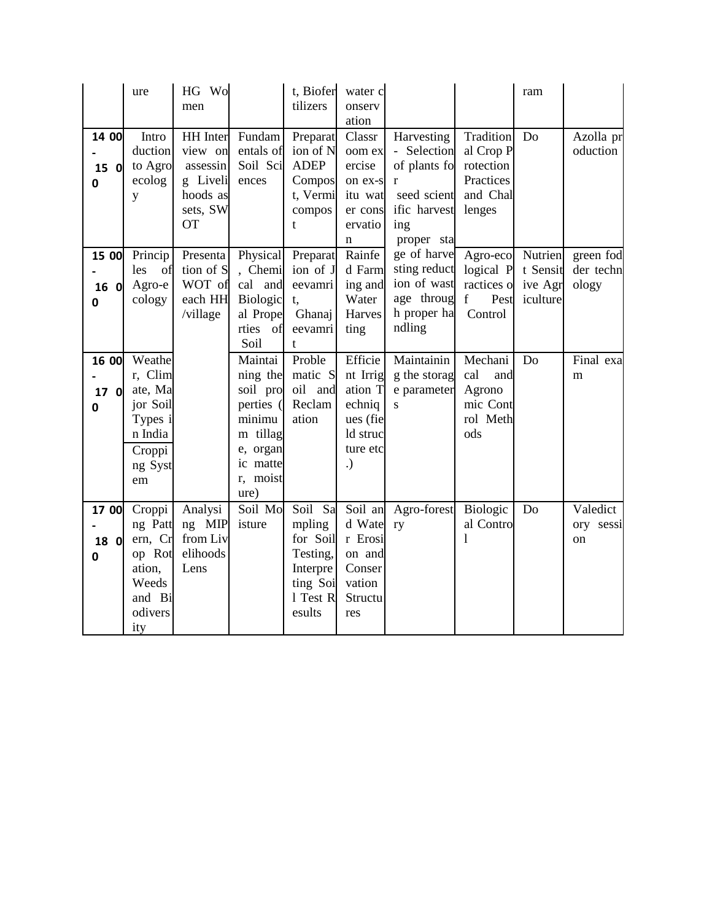|  | ure | HG Women |  | t, Biofertilizers | water conservation |  |  | ram |  |
|---|---|---|---|---|---|---|---|---|---|
| 14 00 - 15 00 | Introduction to Agroecology | HH Interview on assessing Livelihoods assets, SWOT | Fundamentals of Soil Sciences | Preparation of NADEP Compost, Vermicompost | Classroom exercise on ex-situ water conservation | Harvesting - Selection of plants for seed scientific harvesting proper stage of harvesting reduction of wastage through proper handling | Traditional Crop Protection Practices and Challenges | Do | Azolla production |
| 15 00 - 16 00 | Principles of Agro-ecology | Presentation of SWOT of each HH /village | Physical, Chemical and Biological Properties of Soil | Preparation of Jeevamrit, Ghanajeevamrit | Rainfed Farming and Water Harvesting |  | Agro-ecological Practices of Pest Control | Nutrient Sensitive Agriculture | green fodder technology |
| 16 00 - 17 00 | Weather, Climate, Major Soil Types in India Cropping System |  | Maintaining the soil properties (minimum tillage, organic matter, moisture) | Problematic Soil and Reclamation | Efficient Irrigation Techniques (field structure etc.) | Maintaining the storage parameters | Mechanical and Agronomic Control Methods | Do | Final exam |
| 17 00 - 18 00 | Cropping Pattern, Crop Rotation, Weeds and Biodiversity | Analysing MIP from Livelihoods Lens | Soil Moisture | Soil Sampling for Soil Testing, Interpreting Soil Test Results | Soil and Water Erosion and Conservation Structures | Agro-forestry | Biological Control | Do | Valedictory session |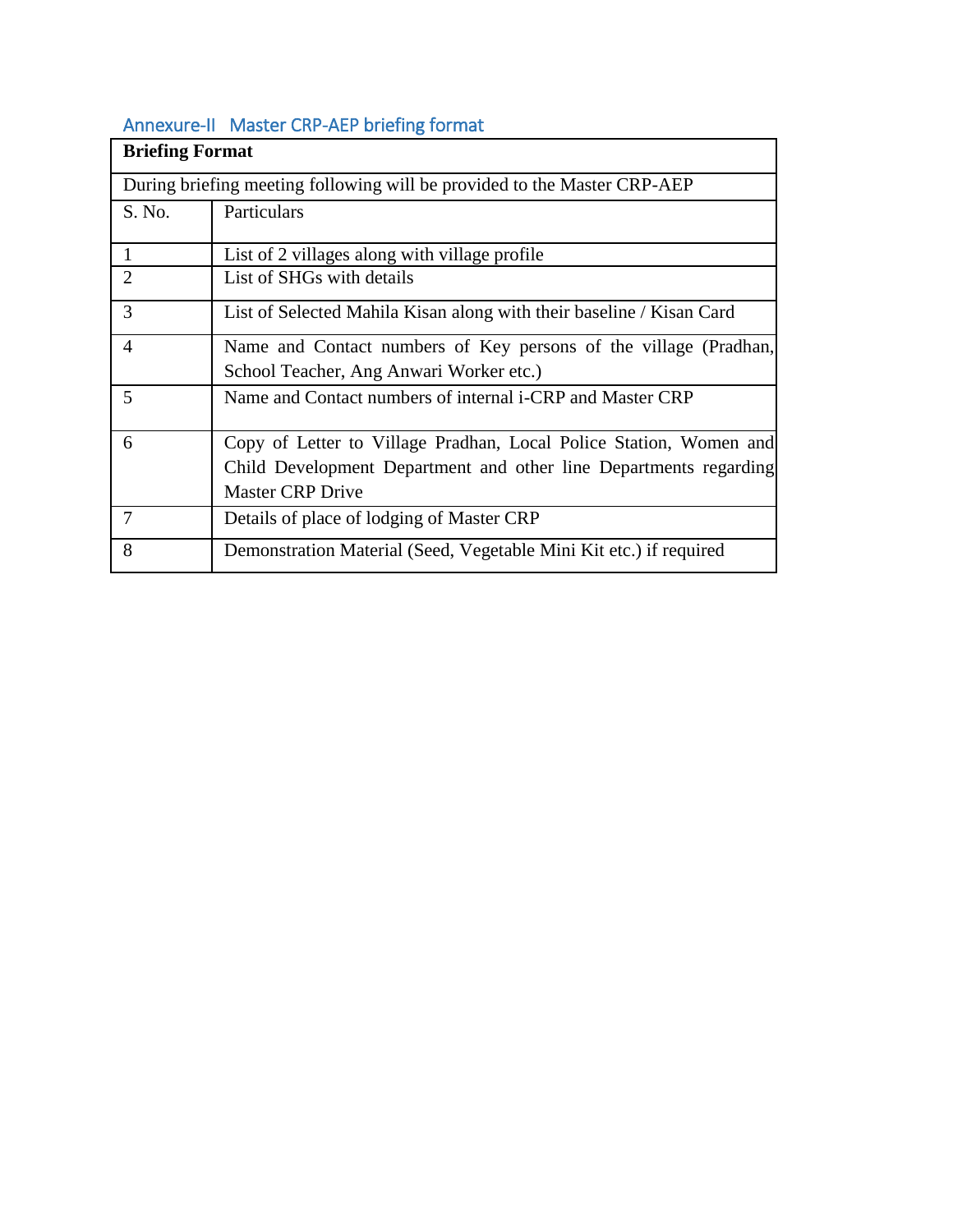## Annexure-II Master CRP-AEP briefing format

| **Briefing Format** | |
|---|---|
| During briefing meeting following will be provided to the Master CRP-AEP | |
| S. No. | Particulars |
| 1 | List of 2 villages along with village profile |
| 2 | List of SHGs with details |
| 3 | List of Selected Mahila Kisan along with their baseline / Kisan Card |
| 4 | Name and Contact numbers of Key persons of the village (Pradhan, School Teacher, Ang Anwari Worker etc.) |
| 5 | Name and Contact numbers of internal i-CRP and Master CRP |
| 6 | Copy of Letter to Village Pradhan, Local Police Station, Women and Child Development Department and other line Departments regarding Master CRP Drive |
| 7 | Details of place of lodging of Master CRP |
| 8 | Demonstration Material (Seed, Vegetable Mini Kit etc.) if required |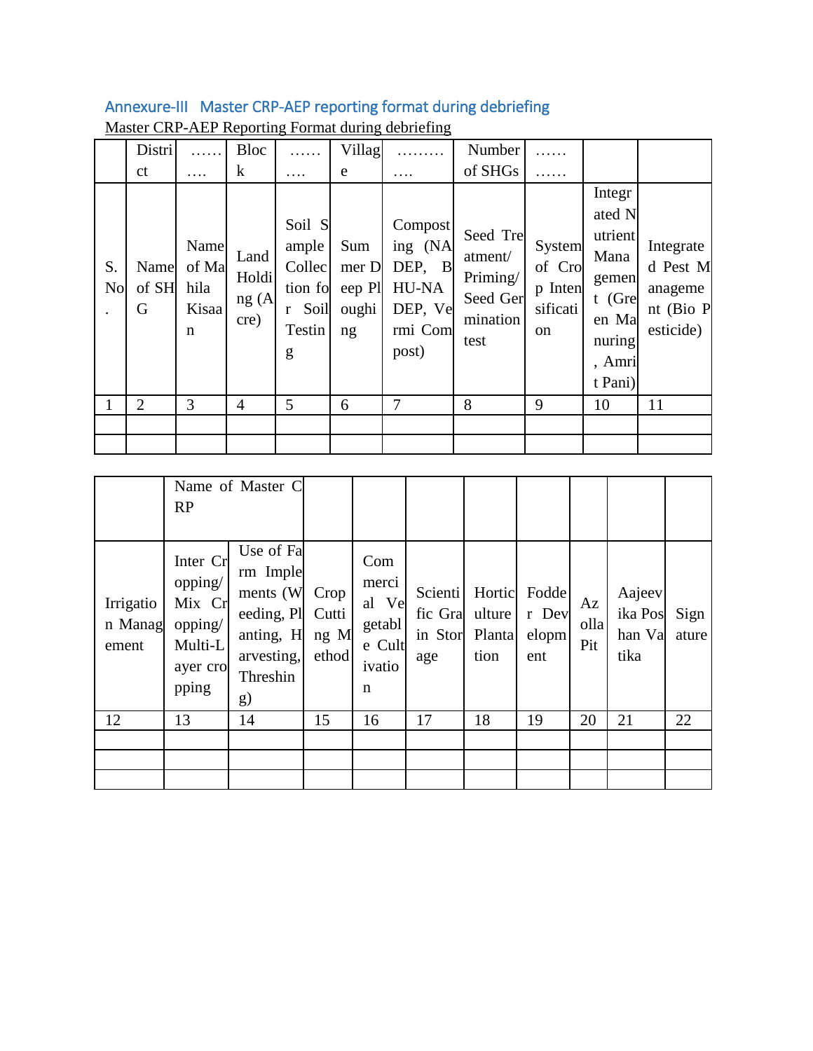## Annexure-III Master CRP-AEP reporting format during debriefing

Master CRP-AEP Reporting Format during debriefing

| | District | ………. | Block | ………. | Village | …………. | Number of SHGs | ………… | | |
|---|---|---|---|---|---|---|---|---|---|---|
| S. No. | Name of SHG | Name of Mahila Kisaan | Land Holding (Acre) | Soil Sample Collection for Soil Testing | Summer Deep Ploughing | Composting (NADEP, BHU-NADEP, Vermi Compost) | Seed Treatment/ Priming/ Seed Germination test | System of Crop Intensification | Integrated Nutrient Management (Green Manuring, Amrit Pani) | Integrated Pest Management (Bio Pesticide) |
| 1 | 2 | 3 | 4 | 5 | 6 | 7 | 8 | 9 | 10 | 11 |
| | | | | | | | | | | |
| | | | | | | | | | | |

| | Name of Master CRP | | | | | | | | | |
|---|---|---|---|---|---|---|---|---|---|---|
| Irrigation Management | Inter Cropping/ Mix Cropping/ Multi-Layer cropping | Use of Farm Implements (Weeding, Planting, Harvesting, Threshing) | Crop Cutting Method | Commercial Vegetable Cultivation | Scientific Grain Storage | Horticulture Plantation | Fodder Development | Azolla Pit | Aajeevika Poshan Vatika | Signature |
| 12 | 13 | 14 | 15 | 16 | 17 | 18 | 19 | 20 | 21 | 22 |
| | | | | | | | | | | |
| | | | | | | | | | | |
| | | | | | | | | | | |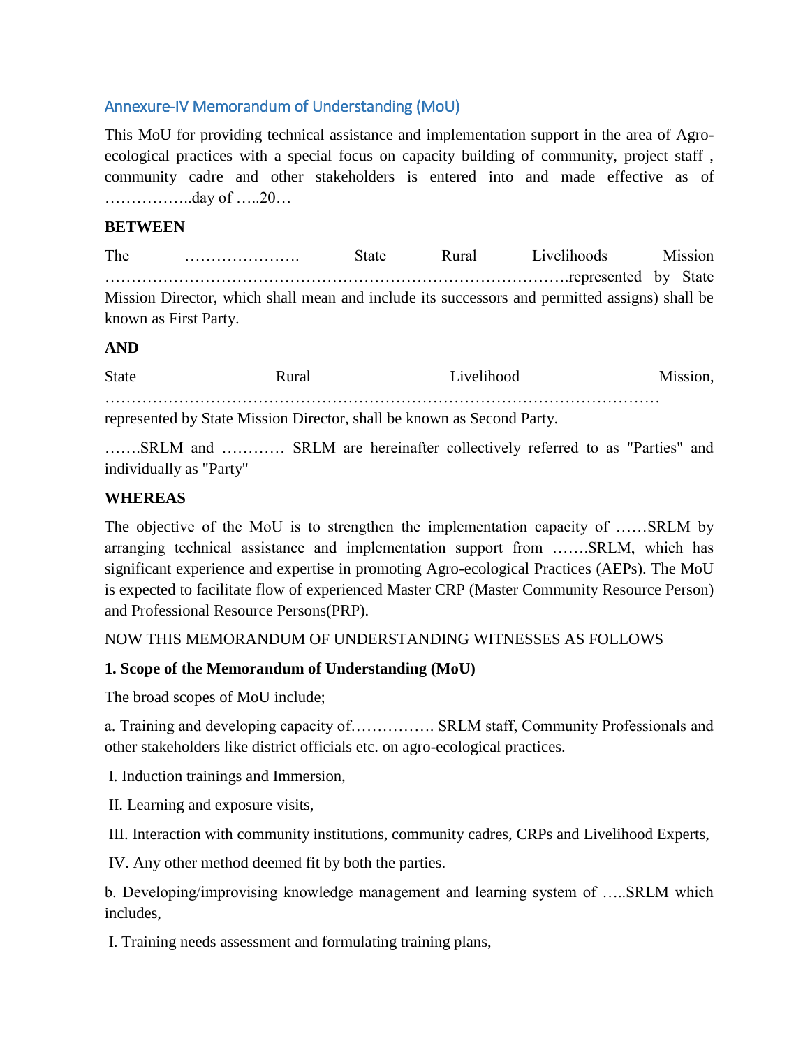## Annexure-IV Memorandum of Understanding (MoU)

This MoU for providing technical assistance and implementation support in the area of Agro-ecological practices with a special focus on capacity building of community, project staff , community cadre and other stakeholders is entered into and made effective as of ……………..day of …..20…

**BETWEEN**

The …………………. State Rural Livelihoods Mission ……………………………………………………………………………….represented by State Mission Director, which shall mean and include its successors and permitted assigns) shall be known as First Party.

**AND**

State Rural Livelihood Mission, ……………………………………………………………………………………………… represented by State Mission Director, shall be known as Second Party.

…….SRLM and ………… SRLM are hereinafter collectively referred to as "Parties" and individually as "Party"

**WHEREAS**

The objective of the MoU is to strengthen the implementation capacity of ……SRLM by arranging technical assistance and implementation support from …….SRLM, which has significant experience and expertise in promoting Agro-ecological Practices (AEPs). The MoU is expected to facilitate flow of experienced Master CRP (Master Community Resource Person) and Professional Resource Persons(PRP).

NOW THIS MEMORANDUM OF UNDERSTANDING WITNESSES AS FOLLOWS

**1. Scope of the Memorandum of Understanding (MoU)**

The broad scopes of MoU include;

a. Training and developing capacity of…………… SRLM staff, Community Professionals and other stakeholders like district officials etc. on agro-ecological practices.

I. Induction trainings and Immersion,

II. Learning and exposure visits,

III. Interaction with community institutions, community cadres, CRPs and Livelihood Experts,

IV. Any other method deemed fit by both the parties.

b. Developing/improvising knowledge management and learning system of …..SRLM which includes,

I. Training needs assessment and formulating training plans,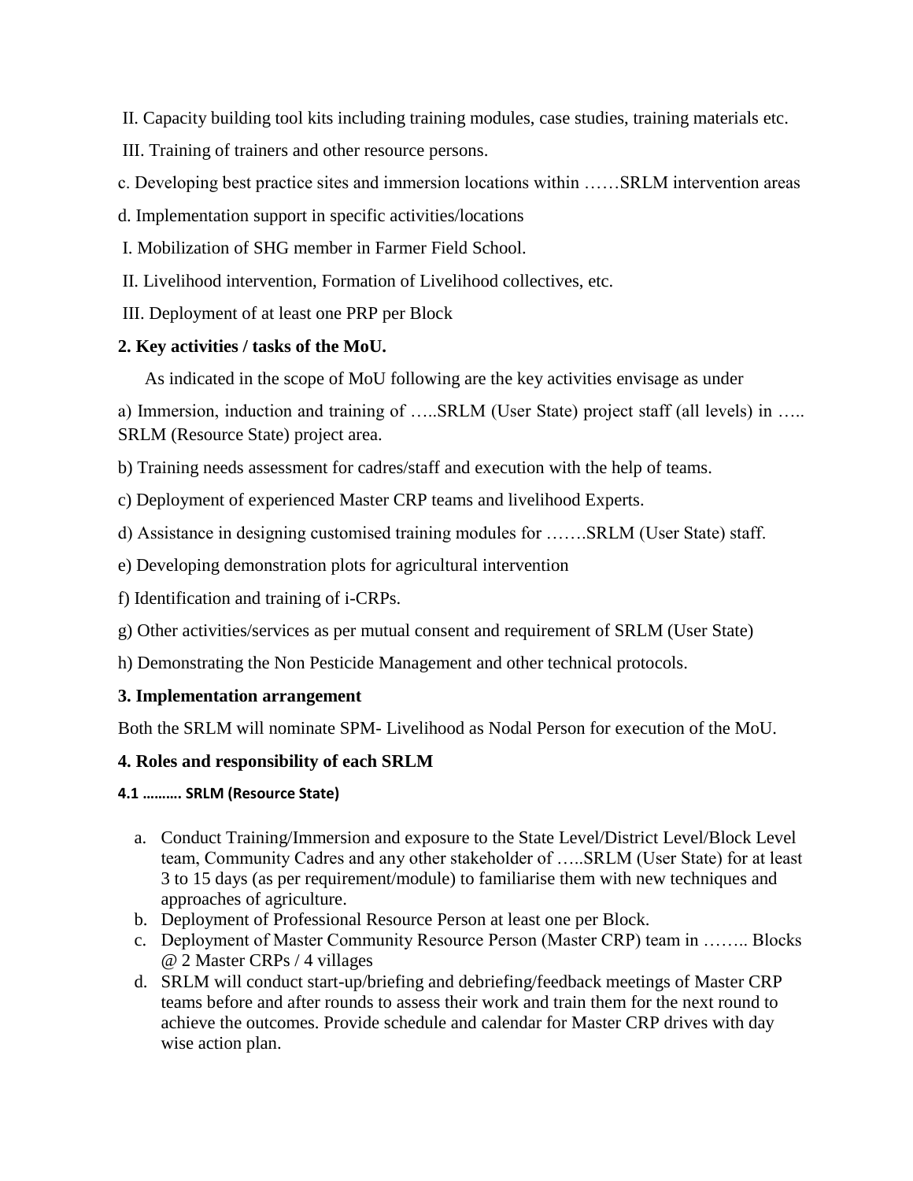II. Capacity building tool kits including training modules, case studies, training materials etc.

III. Training of trainers and other resource persons.

c. Developing best practice sites and immersion locations within ……SRLM intervention areas

d. Implementation support in specific activities/locations

I. Mobilization of SHG member in Farmer Field School.

II. Livelihood intervention, Formation of Livelihood collectives, etc.

III. Deployment of at least one PRP per Block

**2. Key activities / tasks of the MoU.**

As indicated in the scope of MoU following are the key activities envisage as under

a) Immersion, induction and training of …..SRLM (User State) project staff (all levels) in ….. SRLM (Resource State) project area.

b) Training needs assessment for cadres/staff and execution with the help of teams.

c) Deployment of experienced Master CRP teams and livelihood Experts.

d) Assistance in designing customised training modules for …….SRLM (User State) staff.

e) Developing demonstration plots for agricultural intervention

f) Identification and training of i-CRPs.

g) Other activities/services as per mutual consent and requirement of SRLM (User State)

h) Demonstrating the Non Pesticide Management and other technical protocols.

**3. Implementation arrangement**

Both the SRLM will nominate SPM- Livelihood as Nodal Person for execution of the MoU.

**4. Roles and responsibility of each SRLM**

**4.1 ………. SRLM (Resource State)**

a. Conduct Training/Immersion and exposure to the State Level/District Level/Block Level team, Community Cadres and any other stakeholder of …..SRLM (User State) for at least 3 to 15 days (as per requirement/module) to familiarise them with new techniques and approaches of agriculture.
b. Deployment of Professional Resource Person at least one per Block.
c. Deployment of Master Community Resource Person (Master CRP) team in …….. Blocks @ 2 Master CRPs / 4 villages
d. SRLM will conduct start-up/briefing and debriefing/feedback meetings of Master CRP teams before and after rounds to assess their work and train them for the next round to achieve the outcomes. Provide schedule and calendar for Master CRP drives with day wise action plan.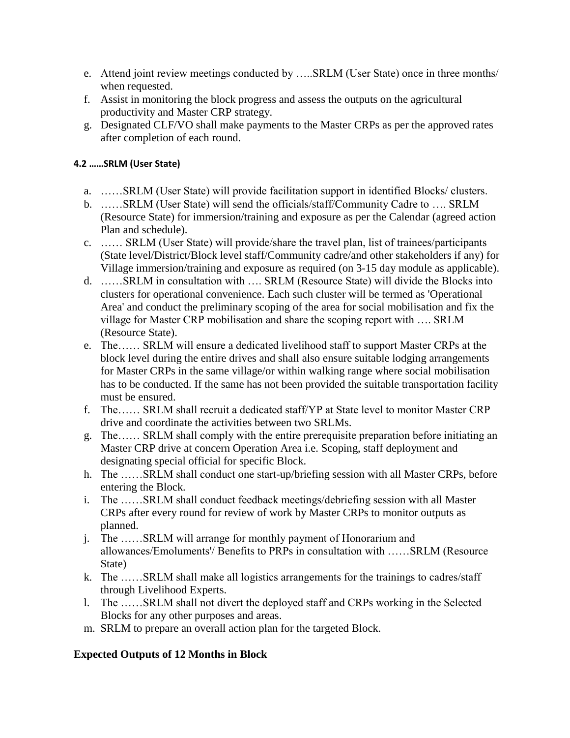e. Attend joint review meetings conducted by …..SRLM (User State) once in three months/ when requested.
f. Assist in monitoring the block progress and assess the outputs on the agricultural productivity and Master CRP strategy.
g. Designated CLF/VO shall make payments to the Master CRPs as per the approved rates after completion of each round.

#### 4.2 ……SRLM (User State)

a. ……SRLM (User State) will provide facilitation support in identified Blocks/ clusters.
b. ……SRLM (User State) will send the officials/staff/Community Cadre to …. SRLM (Resource State) for immersion/training and exposure as per the Calendar (agreed action Plan and schedule).
c. …… SRLM (User State) will provide/share the travel plan, list of trainees/participants (State level/District/Block level staff/Community cadre/and other stakeholders if any) for Village immersion/training and exposure as required (on 3-15 day module as applicable).
d. ……SRLM in consultation with …. SRLM (Resource State) will divide the Blocks into clusters for operational convenience. Each such cluster will be termed as 'Operational Area' and conduct the preliminary scoping of the area for social mobilisation and fix the village for Master CRP mobilisation and share the scoping report with …. SRLM (Resource State).
e. The…… SRLM will ensure a dedicated livelihood staff to support Master CRPs at the block level during the entire drives and shall also ensure suitable lodging arrangements for Master CRPs in the same village/or within walking range where social mobilisation has to be conducted. If the same has not been provided the suitable transportation facility must be ensured.
f. The…… SRLM shall recruit a dedicated staff/YP at State level to monitor Master CRP drive and coordinate the activities between two SRLMs.
g. The…… SRLM shall comply with the entire prerequisite preparation before initiating an Master CRP drive at concern Operation Area i.e. Scoping, staff deployment and designating special official for specific Block.
h. The ……SRLM shall conduct one start-up/briefing session with all Master CRPs, before entering the Block.
i. The ……SRLM shall conduct feedback meetings/debriefing session with all Master CRPs after every round for review of work by Master CRPs to monitor outputs as planned.
j. The ……SRLM will arrange for monthly payment of Honorarium and allowances/Emoluments'/ Benefits to PRPs in consultation with ……SRLM (Resource State)
k. The ……SRLM shall make all logistics arrangements for the trainings to cadres/staff through Livelihood Experts.
l. The ……SRLM shall not divert the deployed staff and CRPs working in the Selected Blocks for any other purposes and areas.
m. SRLM to prepare an overall action plan for the targeted Block.

### Expected Outputs of 12 Months in Block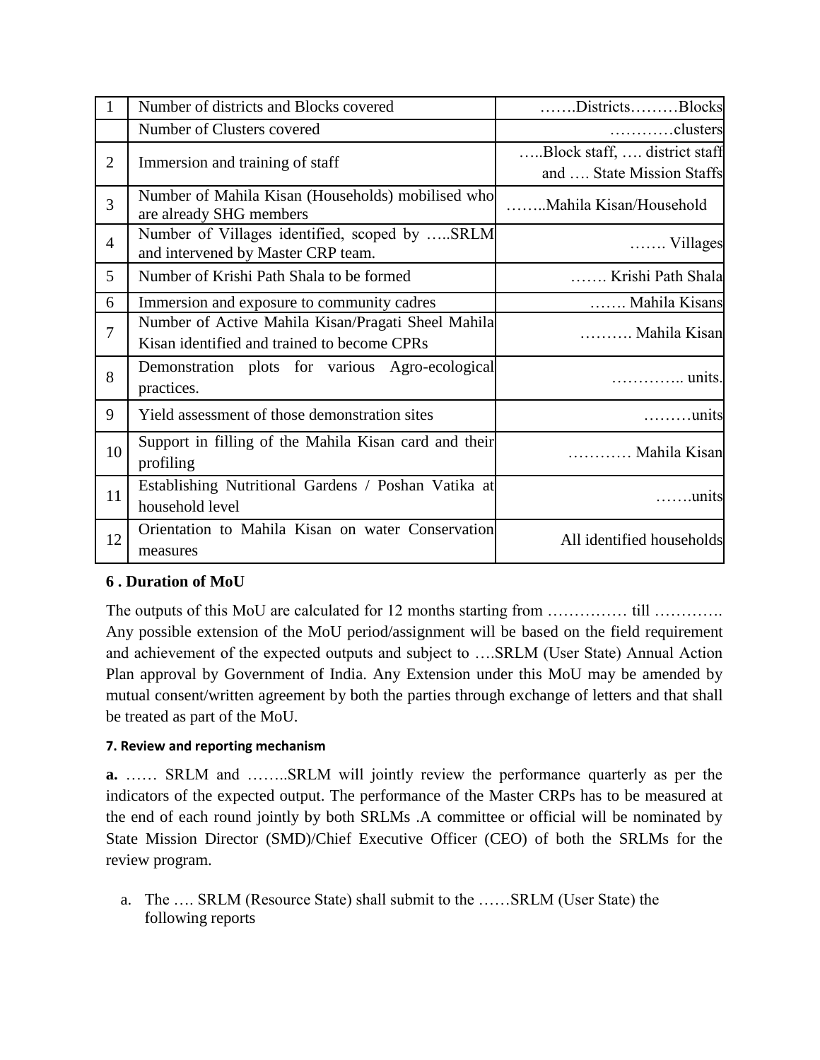| 1 | Number of districts and Blocks covered | …….Districts………Blocks |
|---|---|---|
| | Number of Clusters covered | …………clusters |
| 2 | Immersion and training of staff | …..Block staff, …. district staff and …. State Mission Staffs |
| 3 | Number of Mahila Kisan (Households) mobilised who are already SHG members | ……..Mahila Kisan/Household |
| 4 | Number of Villages identified, scoped by …..SRLM and intervened by Master CRP team. | ……. Villages |
| 5 | Number of Krishi Path Shala to be formed | ……. Krishi Path Shala |
| 6 | Immersion and exposure to community cadres | ……. Mahila Kisans |
| 7 | Number of Active Mahila Kisan/Pragati Sheel Mahila Kisan identified and trained to become CPRs | ………. Mahila Kisan |
| 8 | Demonstration plots for various Agro-ecological practices. | ………….. units. |
| 9 | Yield assessment of those demonstration sites | ………units |
| 10 | Support in filling of the Mahila Kisan card and their profiling | ………… Mahila Kisan |
| 11 | Establishing Nutritional Gardens / Poshan Vatika at household level | …….units |
| 12 | Orientation to Mahila Kisan on water Conservation measures | All identified households |

**6 . Duration of MoU**

The outputs of this MoU are calculated for 12 months starting from …………… till …………. Any possible extension of the MoU period/assignment will be based on the field requirement and achievement of the expected outputs and subject to ….SRLM (User State) Annual Action Plan approval by Government of India. Any Extension under this MoU may be amended by mutual consent/written agreement by both the parties through exchange of letters and that shall be treated as part of the MoU.

**7. Review and reporting mechanism**

**a.** …… SRLM and ……..SRLM will jointly review the performance quarterly as per the indicators of the expected output. The performance of the Master CRPs has to be measured at the end of each round jointly by both SRLMs .A committee or official will be nominated by State Mission Director (SMD)/Chief Executive Officer (CEO) of both the SRLMs for the review program.

a. The …. SRLM (Resource State) shall submit to the ……SRLM (User State) the following reports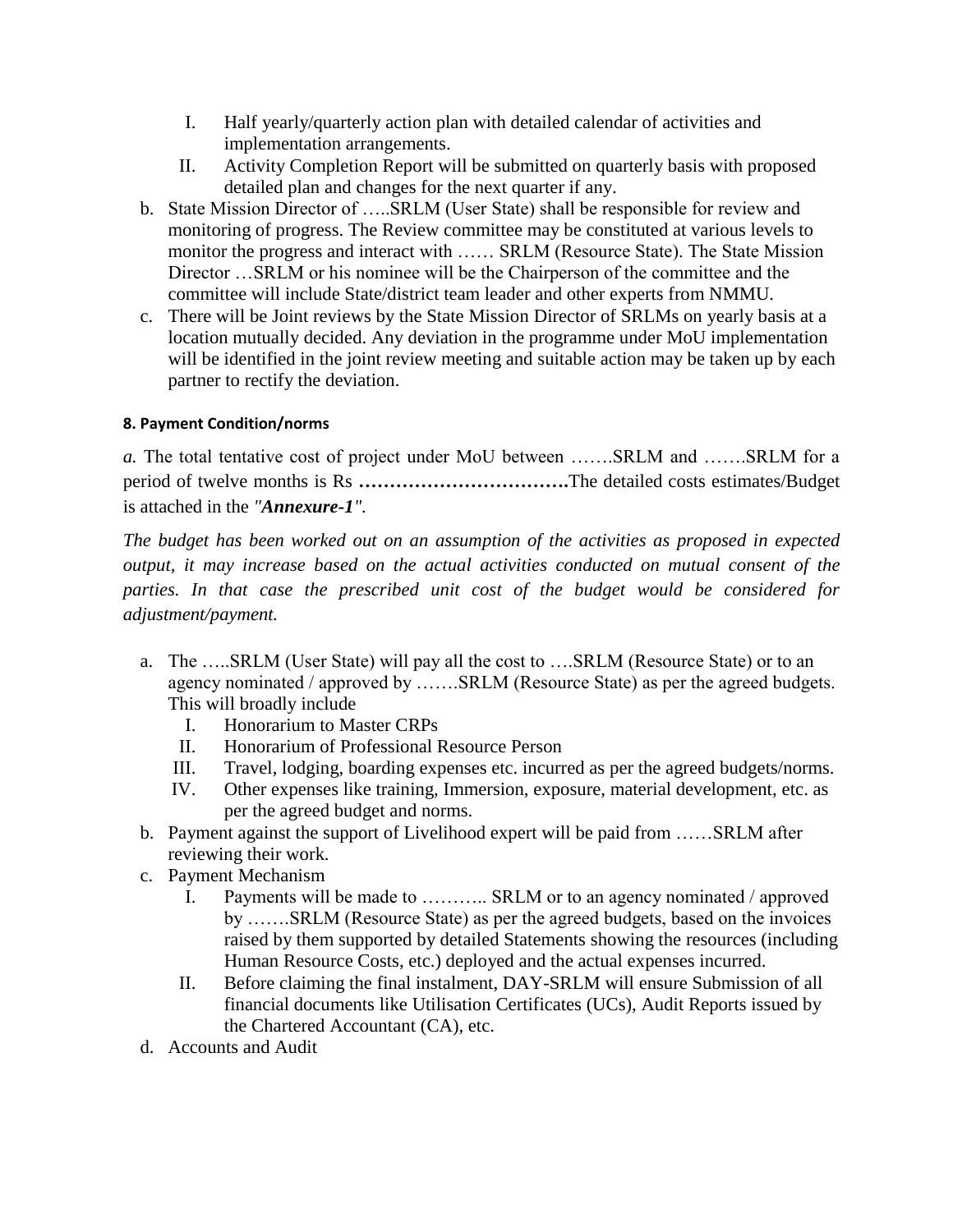I. Half yearly/quarterly action plan with detailed calendar of activities and implementation arrangements.
   II. Activity Completion Report will be submitted on quarterly basis with proposed detailed plan and changes for the next quarter if any.

b. State Mission Director of …..SRLM (User State) shall be responsible for review and monitoring of progress. The Review committee may be constituted at various levels to monitor the progress and interact with …… SRLM (Resource State). The State Mission Director …SRLM or his nominee will be the Chairperson of the committee and the committee will include State/district team leader and other experts from NMMU.
c. There will be Joint reviews by the State Mission Director of SRLMs on yearly basis at a location mutually decided. Any deviation in the programme under MoU implementation will be identified in the joint review meeting and suitable action may be taken up by each partner to rectify the deviation.

#### 8. Payment Condition/norms

*a.* The total tentative cost of project under MoU between …….SRLM and …….SRLM for a period of twelve months is Rs **…………………………….**The detailed costs estimates/Budget is attached in the *"**Annexure-1**"*.

*The budget has been worked out on an assumption of the activities as proposed in expected output, it may increase based on the actual activities conducted on mutual consent of the parties. In that case the prescribed unit cost of the budget would be considered for adjustment/payment.*

a. The …..SRLM (User State) will pay all the cost to ….SRLM (Resource State) or to an agency nominated / approved by …….SRLM (Resource State) as per the agreed budgets. This will broadly include
   I. Honorarium to Master CRPs
   II. Honorarium of Professional Resource Person
   III. Travel, lodging, boarding expenses etc. incurred as per the agreed budgets/norms.
   IV. Other expenses like training, Immersion, exposure, material development, etc. as per the agreed budget and norms.
b. Payment against the support of Livelihood expert will be paid from ……SRLM after reviewing their work.
c. Payment Mechanism
   I. Payments will be made to ……….. SRLM or to an agency nominated / approved by …….SRLM (Resource State) as per the agreed budgets, based on the invoices raised by them supported by detailed Statements showing the resources (including Human Resource Costs, etc.) deployed and the actual expenses incurred.
   II. Before claiming the final instalment, DAY-SRLM will ensure Submission of all financial documents like Utilisation Certificates (UCs), Audit Reports issued by the Chartered Accountant (CA), etc.
d. Accounts and Audit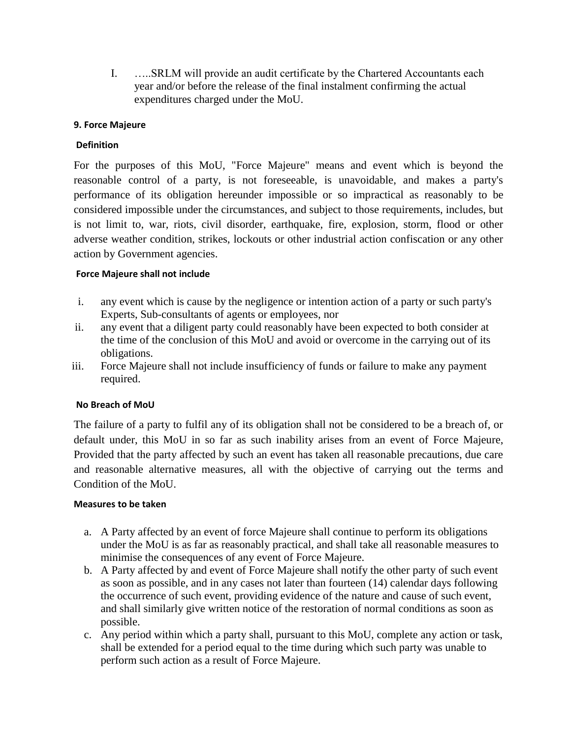I. …..SRLM will provide an audit certificate by the Chartered Accountants each year and/or before the release of the final instalment confirming the actual expenditures charged under the MoU.

### 9. Force Majeure

#### Definition

For the purposes of this MoU, "Force Majeure" means and event which is beyond the reasonable control of a party, is not foreseeable, is unavoidable, and makes a party's performance of its obligation hereunder impossible or so impractical as reasonably to be considered impossible under the circumstances, and subject to those requirements, includes, but is not limit to, war, riots, civil disorder, earthquake, fire, explosion, storm, flood or other adverse weather condition, strikes, lockouts or other industrial action confiscation or any other action by Government agencies.

#### Force Majeure shall not include

i. any event which is cause by the negligence or intention action of a party or such party's Experts, Sub-consultants of agents or employees, nor
ii. any event that a diligent party could reasonably have been expected to both consider at the time of the conclusion of this MoU and avoid or overcome in the carrying out of its obligations.
iii. Force Majeure shall not include insufficiency of funds or failure to make any payment required.

#### No Breach of MoU

The failure of a party to fulfil any of its obligation shall not be considered to be a breach of, or default under, this MoU in so far as such inability arises from an event of Force Majeure, Provided that the party affected by such an event has taken all reasonable precautions, due care and reasonable alternative measures, all with the objective of carrying out the terms and Condition of the MoU.

#### Measures to be taken

a. A Party affected by an event of force Majeure shall continue to perform its obligations under the MoU is as far as reasonably practical, and shall take all reasonable measures to minimise the consequences of any event of Force Majeure.
b. A Party affected by and event of Force Majeure shall notify the other party of such event as soon as possible, and in any cases not later than fourteen (14) calendar days following the occurrence of such event, providing evidence of the nature and cause of such event, and shall similarly give written notice of the restoration of normal conditions as soon as possible.
c. Any period within which a party shall, pursuant to this MoU, complete any action or task, shall be extended for a period equal to the time during which such party was unable to perform such action as a result of Force Majeure.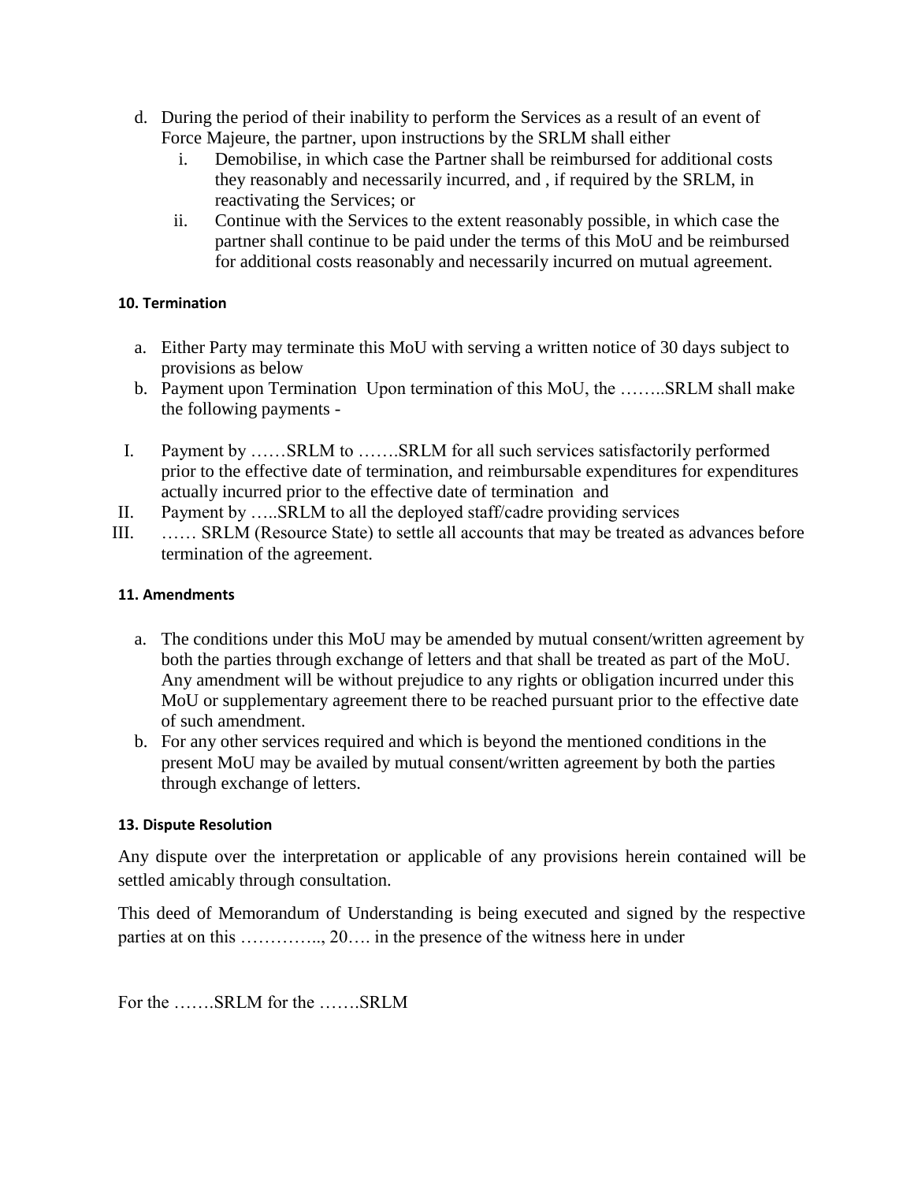d. During the period of their inability to perform the Services as a result of an event of Force Majeure, the partner, upon instructions by the SRLM shall either
   i. Demobilise, in which case the Partner shall be reimbursed for additional costs they reasonably and necessarily incurred, and , if required by the SRLM, in reactivating the Services; or
   ii. Continue with the Services to the extent reasonably possible, in which case the partner shall continue to be paid under the terms of this MoU and be reimbursed for additional costs reasonably and necessarily incurred on mutual agreement.

#### 10. Termination

a. Either Party may terminate this MoU with serving a written notice of 30 days subject to provisions as below
b. Payment upon Termination Upon termination of this MoU, the ……..SRLM shall make the following payments -

I. Payment by ……SRLM to …….SRLM for all such services satisfactorily performed prior to the effective date of termination, and reimbursable expenditures for expenditures actually incurred prior to the effective date of termination and
II. Payment by …..SRLM to all the deployed staff/cadre providing services
III. …… SRLM (Resource State) to settle all accounts that may be treated as advances before termination of the agreement.

#### 11. Amendments

a. The conditions under this MoU may be amended by mutual consent/written agreement by both the parties through exchange of letters and that shall be treated as part of the MoU. Any amendment will be without prejudice to any rights or obligation incurred under this MoU or supplementary agreement there to be reached pursuant prior to the effective date of such amendment.
b. For any other services required and which is beyond the mentioned conditions in the present MoU may be availed by mutual consent/written agreement by both the parties through exchange of letters.

#### 13. Dispute Resolution

Any dispute over the interpretation or applicable of any provisions herein contained will be settled amicably through consultation.

This deed of Memorandum of Understanding is being executed and signed by the respective parties at on this ………….., 20…. in the presence of the witness here in under

For the …….SRLM for the …….SRLM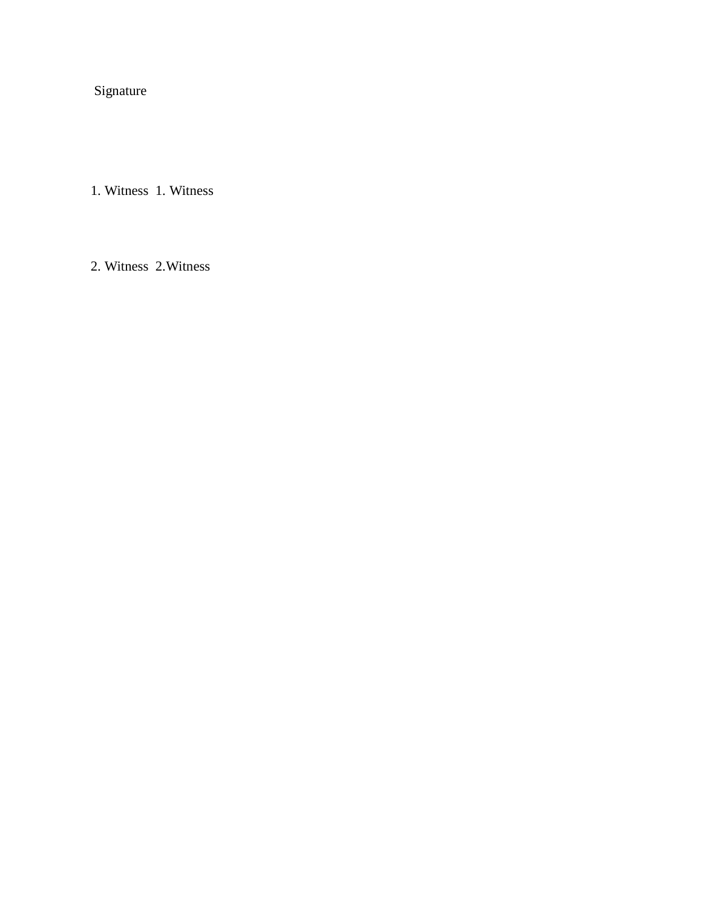Signature

1. Witness  1. Witness

2. Witness  2.Witness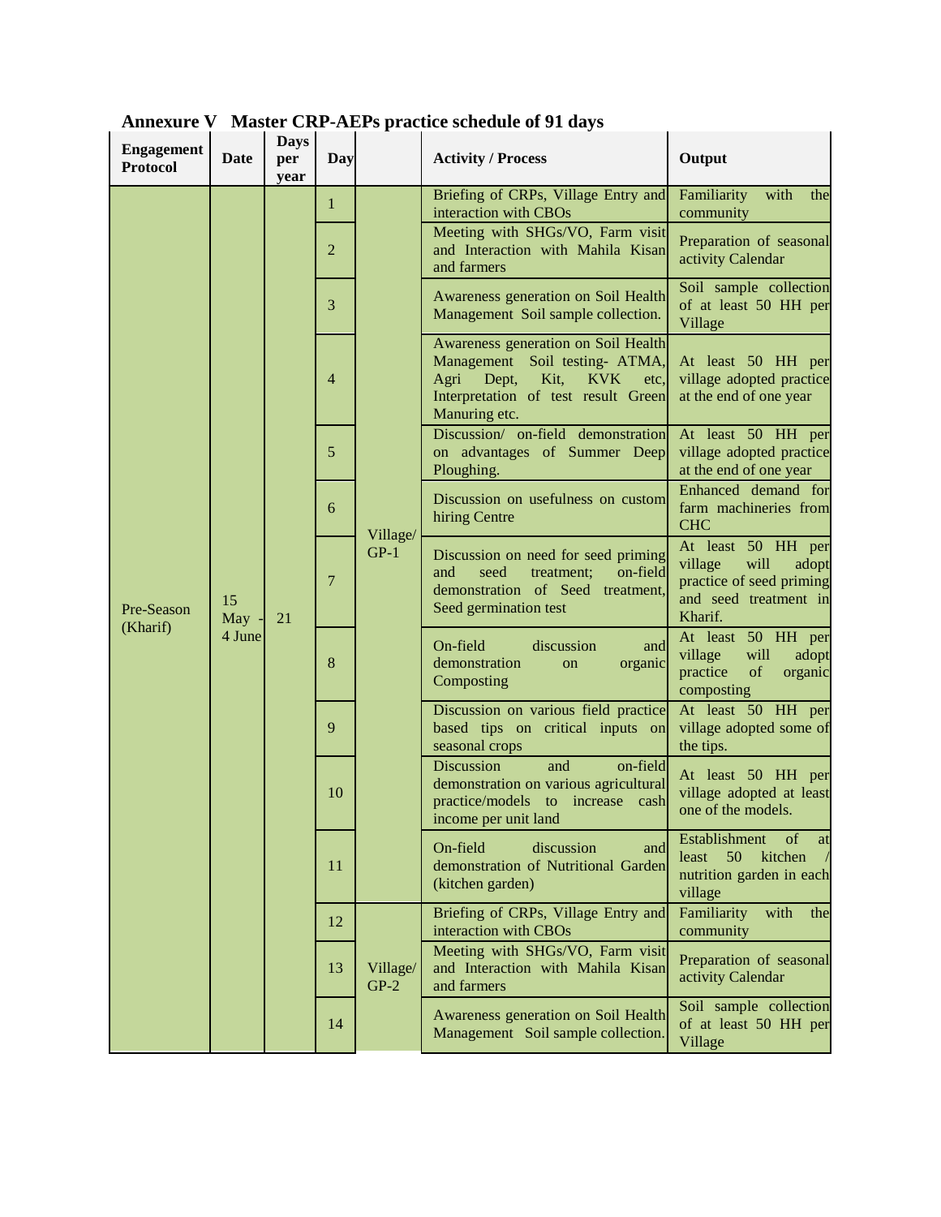## Annexure V   Master CRP-AEPs practice schedule of 91 days

| Engagement Protocol | Date | Days per year | Day | | Activity / Process | Output |
|---|---|---|---|---|---|---|
| Pre-Season (Kharif) | 15 May - 4 June | 21 | 1 | Village/ GP-1 | Briefing of CRPs, Village Entry and interaction with CBOs | Familiarity with the community |
| | | | 2 | | Meeting with SHGs/VO, Farm visit and Interaction with Mahila Kisan and farmers | Preparation of seasonal activity Calendar |
| | | | 3 | | Awareness generation on Soil Health Management Soil sample collection. | Soil sample collection of at least 50 HH per Village |
| | | | 4 | | Awareness generation on Soil Health Management Soil testing- ATMA, Agri Dept, Kit, KVK etc, Interpretation of test result Green Manuring etc. | At least 50 HH per village adopted practice at the end of one year |
| | | | 5 | | Discussion/ on-field demonstration on advantages of Summer Deep Ploughing. | At least 50 HH per village adopted practice at the end of one year |
| | | | 6 | | Discussion on usefulness on custom hiring Centre | Enhanced demand for farm machineries from CHC |
| | | | 7 | | Discussion on need for seed priming and seed treatment; on-field demonstration of Seed treatment, Seed germination test | At least 50 HH per village will adopt practice of seed priming and seed treatment in Kharif. |
| | | | 8 | | On-field discussion and demonstration on organic Composting | At least 50 HH per village will adopt practice of organic composting |
| | | | 9 | | Discussion on various field practice based tips on critical inputs on seasonal crops | At least 50 HH per village adopted some of the tips. |
| | | | 10 | | Discussion and on-field demonstration on various agricultural practice/models to increase cash income per unit land | At least 50 HH per village adopted at least one of the models. |
| | | | 11 | | On-field discussion and demonstration of Nutritional Garden (kitchen garden) | Establishment of at least 50 kitchen / nutrition garden in each village |
| | | | 12 | Village/ GP-2 | Briefing of CRPs, Village Entry and interaction with CBOs | Familiarity with the community |
| | | | 13 | | Meeting with SHGs/VO, Farm visit and Interaction with Mahila Kisan and farmers | Preparation of seasonal activity Calendar |
| | | | 14 | | Awareness generation on Soil Health Management Soil sample collection. | Soil sample collection of at least 50 HH per Village |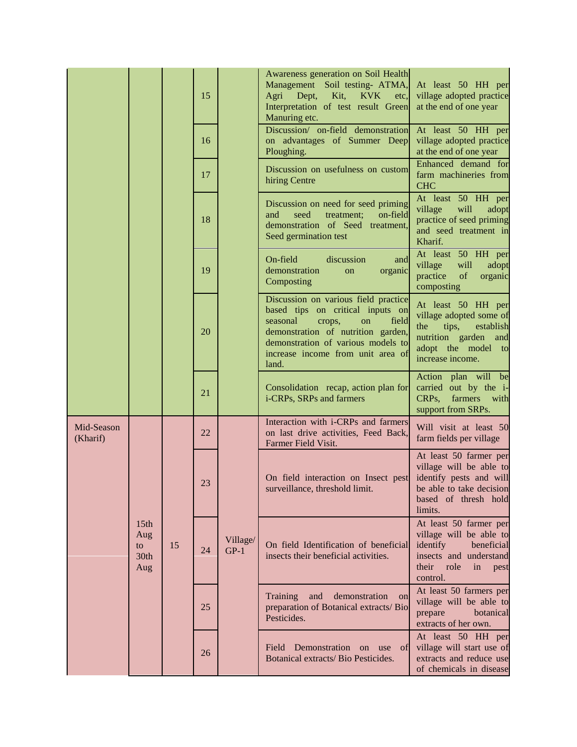| | | | | | | |
|---|---|---|---|---|---|---|
| | | | 15 | | Awareness generation on Soil Health Management Soil testing- ATMA, Agri Dept, Kit, KVK etc, Interpretation of test result Green Manuring etc. | At least 50 HH per village adopted practice at the end of one year |
| | | | 16 | | Discussion/ on-field demonstration on advantages of Summer Deep Ploughing. | At least 50 HH per village adopted practice at the end of one year |
| | | | 17 | | Discussion on usefulness on custom hiring Centre | Enhanced demand for farm machineries from CHC |
| | | | 18 | | Discussion on need for seed priming and seed treatment; on-field demonstration of Seed treatment, Seed germination test | At least 50 HH per village will adopt practice of seed priming and seed treatment in Kharif. |
| | | | 19 | | On-field discussion and demonstration on organic Composting | At least 50 HH per village will adopt practice of organic composting |
| | | | 20 | | Discussion on various field practice based tips on critical inputs on seasonal crops, on field demonstration of nutrition garden, demonstration of various models to increase income from unit area of land. | At least 50 HH per village adopted some of the tips, establish nutrition garden and adopt the model to increase income. |
| | | | 21 | | Consolidation recap, action plan for i-CRPs, SRPs and farmers | Action plan will be carried out by the i-CRPs, farmers with support from SRPs. |
| Mid-Season (Kharif) | 15th Aug to 30th Aug | 15 | 22 | Village/ GP-1 | Interaction with i-CRPs and farmers on last drive activities, Feed Back, Farmer Field Visit. | Will visit at least 50 farm fields per village |
| | | | 23 | | On field interaction on Insect pest surveillance, threshold limit. | At least 50 farmer per village will be able to identify pests and will be able to take decision based of thresh hold limits. |
| | | | 24 | | On field Identification of beneficial insects their beneficial activities. | At least 50 farmer per village will be able to identify beneficial insects and understand their role in pest control. |
| | | | 25 | | Training and demonstration on preparation of Botanical extracts/ Bio Pesticides. | At least 50 farmers per village will be able to prepare botanical extracts of her own. |
| | | | 26 | | Field Demonstration on use of Botanical extracts/ Bio Pesticides. | At least 50 HH per village will start use of extracts and reduce use of chemicals in disease |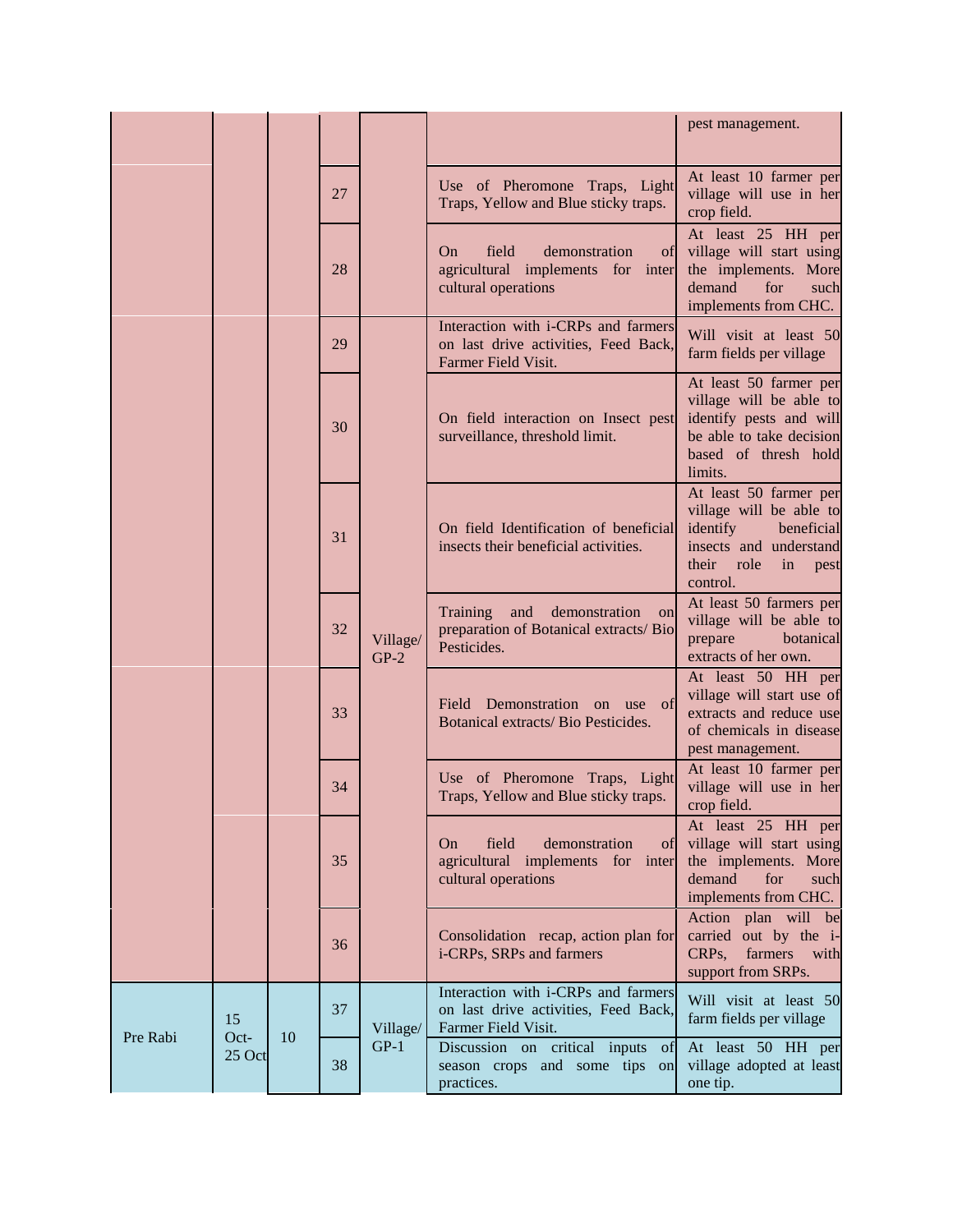| | | | | | | |
|---|---|---|---|---|---|---|
| | | | | | | pest management. |
| | | | 27 | | Use of Pheromone Traps, Light Traps, Yellow and Blue sticky traps. | At least 10 farmer per village will use in her crop field. |
| | | | 28 | | On field demonstration of agricultural implements for inter cultural operations | At least 25 HH per village will start using the implements. More demand for such implements from CHC. |
| | | | 29 | Village/ GP-2 | Interaction with i-CRPs and farmers on last drive activities, Feed Back, Farmer Field Visit. | Will visit at least 50 farm fields per village |
| | | | 30 | | On field interaction on Insect pest surveillance, threshold limit. | At least 50 farmer per village will be able to identify pests and will be able to take decision based of thresh hold limits. |
| | | | 31 | | On field Identification of beneficial insects their beneficial activities. | At least 50 farmer per village will be able to identify beneficial insects and understand their role in pest control. |
| | | | 32 | | Training and demonstration on preparation of Botanical extracts/ Bio Pesticides. | At least 50 farmers per village will be able to prepare botanical extracts of her own. |
| | | | 33 | | Field Demonstration on use of Botanical extracts/ Bio Pesticides. | At least 50 HH per village will start use of extracts and reduce use of chemicals in disease pest management. |
| | | | 34 | | Use of Pheromone Traps, Light Traps, Yellow and Blue sticky traps. | At least 10 farmer per village will use in her crop field. |
| | | | 35 | | On field demonstration of agricultural implements for inter cultural operations | At least 25 HH per village will start using the implements. More demand for such implements from CHC. |
| | | | 36 | | Consolidation recap, action plan for i-CRPs, SRPs and farmers | Action plan will be carried out by the i-CRPs, farmers with support from SRPs. |
| Pre Rabi | 15 Oct-25 Oct | 10 | 37 | Village/ GP-1 | Interaction with i-CRPs and farmers on last drive activities, Feed Back, Farmer Field Visit. | Will visit at least 50 farm fields per village |
| | | | 38 | | Discussion on critical inputs of season crops and some tips on practices. | At least 50 HH per village adopted at least one tip. |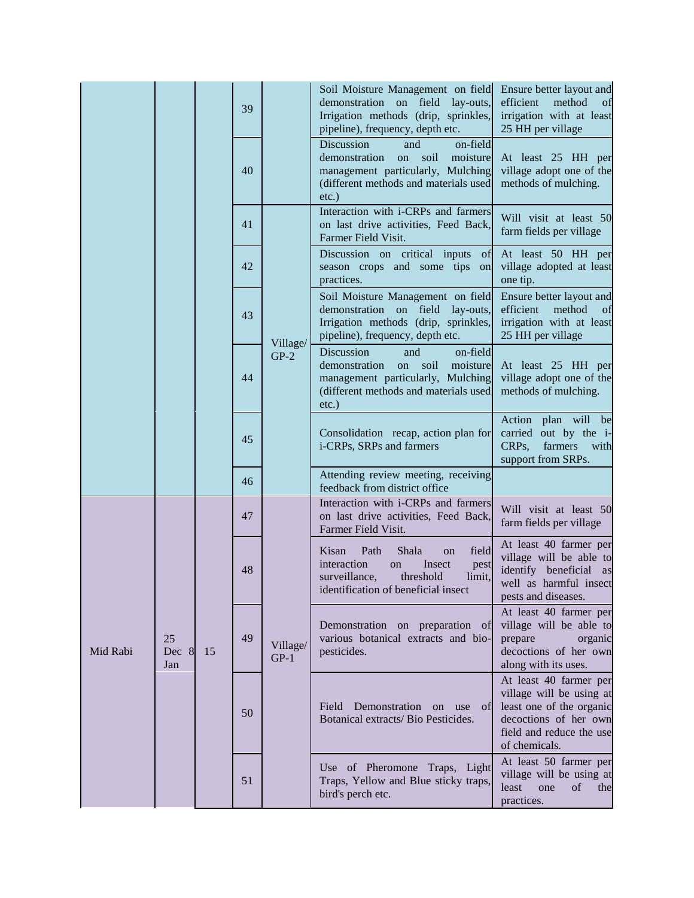| | | | | | | |
|---|---|---|---|---|---|---|
| | | | 39 | | Soil Moisture Management on field demonstration on field lay-outs, Irrigation methods (drip, sprinkles, pipeline), frequency, depth etc. | Ensure better layout and efficient method of irrigation with at least 25 HH per village |
| | | | 40 | | Discussion and on-field demonstration on soil moisture management particularly, Mulching (different methods and materials used etc.) | At least 25 HH per village adopt one of the methods of mulching. |
| | | | 41 | Village/ GP-2 | Interaction with i-CRPs and farmers on last drive activities, Feed Back, Farmer Field Visit. | Will visit at least 50 farm fields per village |
| | | | 42 | | Discussion on critical inputs of season crops and some tips on practices. | At least 50 HH per village adopted at least one tip. |
| | | | 43 | | Soil Moisture Management on field demonstration on field lay-outs, Irrigation methods (drip, sprinkles, pipeline), frequency, depth etc. | Ensure better layout and efficient method of irrigation with at least 25 HH per village |
| | | | 44 | | Discussion and on-field demonstration on soil moisture management particularly, Mulching (different methods and materials used etc.) | At least 25 HH per village adopt one of the methods of mulching. |
| | | | 45 | | Consolidation recap, action plan for i-CRPs, SRPs and farmers | Action plan will be carried out by the i-CRPs, farmers with support from SRPs. |
| | | | 46 | | Attending review meeting, receiving feedback from district office | |
| Mid Rabi | 25 Dec 8 Jan | 15 | 47 | Village/ GP-1 | Interaction with i-CRPs and farmers on last drive activities, Feed Back, Farmer Field Visit. | Will visit at least 50 farm fields per village |
| | | | 48 | | Kisan Path Shala on field interaction on Insect pest surveillance, threshold limit, identification of beneficial insect | At least 40 farmer per village will be able to identify beneficial as well as harmful insect pests and diseases. |
| | | | 49 | | Demonstration on preparation of various botanical extracts and bio-pesticides. | At least 40 farmer per village will be able to prepare organic decoctions of her own along with its uses. |
| | | | 50 | | Field Demonstration on use of Botanical extracts/ Bio Pesticides. | At least 40 farmer per village will be using at least one of the organic decoctions of her own field and reduce the use of chemicals. |
| | | | 51 | | Use of Pheromone Traps, Light Traps, Yellow and Blue sticky traps, bird's perch etc. | At least 50 farmer per village will be using at least one of the practices. |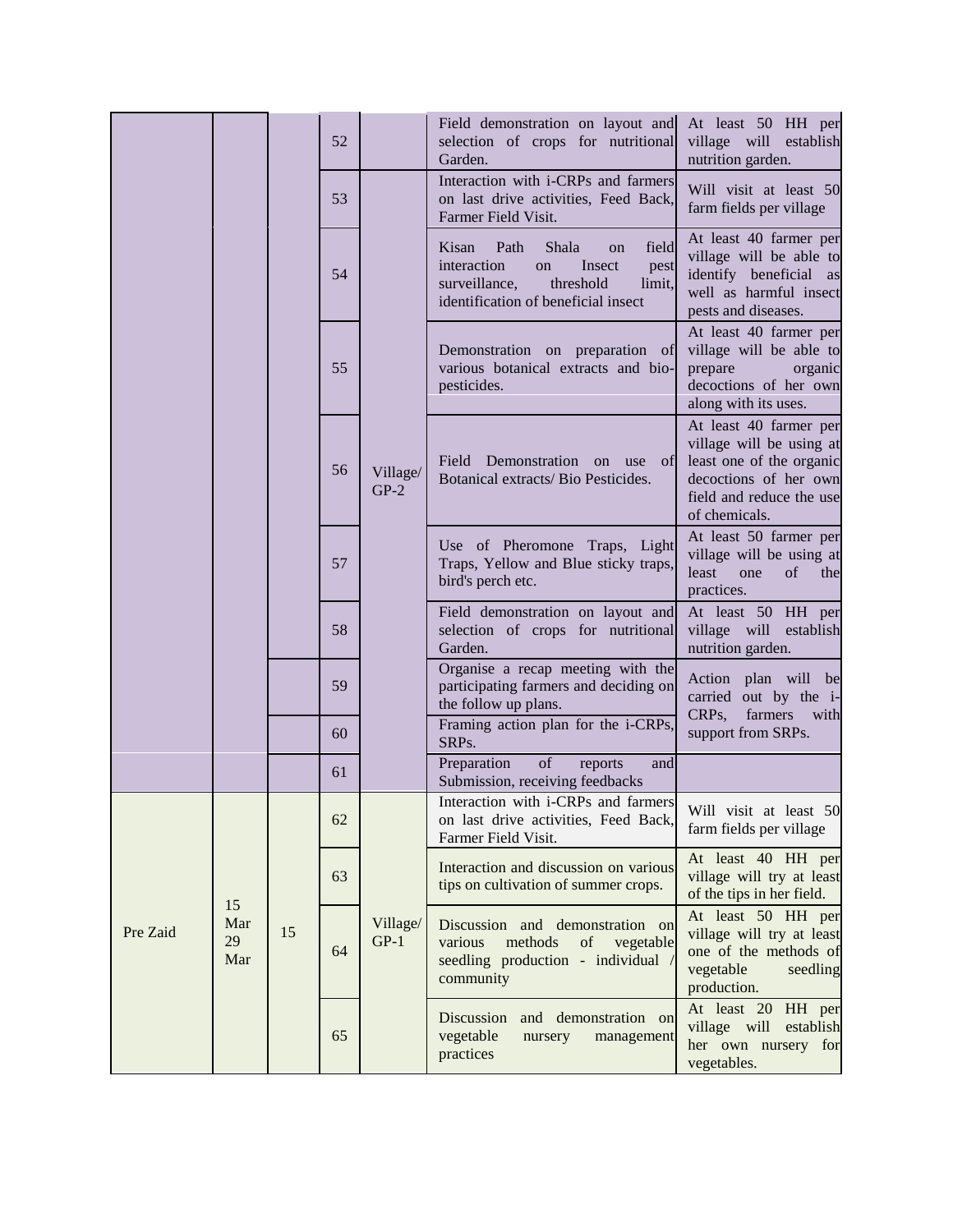|  |  |  |  |  |  |  |
|---|---|---|---|---|---|---|
|  |  |  | 52 |  | Field demonstration on layout and selection of crops for nutritional Garden. | At least 50 HH per village will establish nutrition garden. |
|  |  |  | 53 | Village/ GP-2 | Interaction with i-CRPs and farmers on last drive activities, Feed Back, Farmer Field Visit. | Will visit at least 50 farm fields per village |
|  |  |  | 54 |  | Kisan Path Shala on field interaction on Insect pest surveillance, threshold limit, identification of beneficial insect | At least 40 farmer per village will be able to identify beneficial as well as harmful insect pests and diseases. |
|  |  |  | 55 |  | Demonstration on preparation of various botanical extracts and bio-pesticides. | At least 40 farmer per village will be able to prepare organic decoctions of her own along with its uses. |
|  |  |  | 56 |  | Field Demonstration on use of Botanical extracts/ Bio Pesticides. | At least 40 farmer per village will be using at least one of the organic decoctions of her own field and reduce the use of chemicals. |
|  |  |  | 57 |  | Use of Pheromone Traps, Light Traps, Yellow and Blue sticky traps, bird's perch etc. | At least 50 farmer per village will be using at least one of the practices. |
|  |  |  | 58 |  | Field demonstration on layout and selection of crops for nutritional Garden. | At least 50 HH per village will establish nutrition garden. |
|  |  |  | 59 |  | Organise a recap meeting with the participating farmers and deciding on the follow up plans. | Action plan will be carried out by the i-CRPs, farmers with support from SRPs. |
|  |  |  | 60 |  | Framing action plan for the i-CRPs, SRPs. |  |
|  |  |  | 61 |  | Preparation of reports and Submission, receiving feedbacks |  |
| Pre Zaid | 15 Mar 29 Mar | 15 | 62 | Village/ GP-1 | Interaction with i-CRPs and farmers on last drive activities, Feed Back, Farmer Field Visit. | Will visit at least 50 farm fields per village |
|  |  |  | 63 |  | Interaction and discussion on various tips on cultivation of summer crops. | At least 40 HH per village will try at least of the tips in her field. |
|  |  |  | 64 |  | Discussion and demonstration on various methods of vegetable seedling production - individual / community | At least 50 HH per village will try at least one of the methods of vegetable seedling production. |
|  |  |  | 65 |  | Discussion and demonstration on vegetable nursery management practices | At least 20 HH per village will establish her own nursery for vegetables. |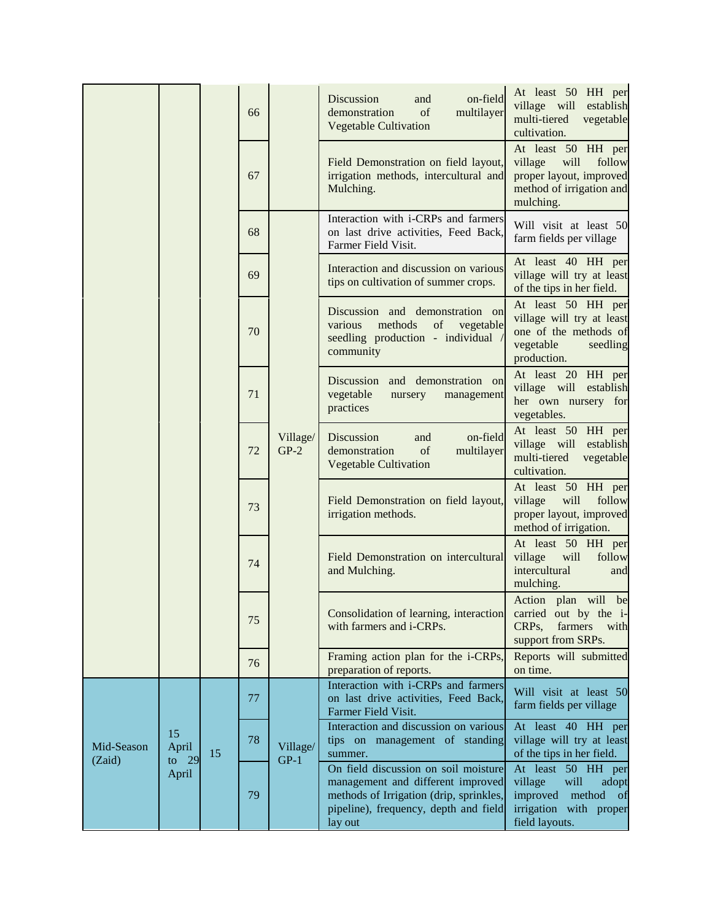|  |  |  |  |  |  |  |
|---|---|---|---|---|---|---|
|  |  |  | 66 |  | Discussion and on-field demonstration of multilayer Vegetable Cultivation | At least 50 HH per village will establish multi-tiered vegetable cultivation. |
|  |  |  | 67 |  | Field Demonstration on field layout, irrigation methods, intercultural and Mulching. | At least 50 HH per village will follow proper layout, improved method of irrigation and mulching. |
|  |  |  | 68 | Village/ GP-2 | Interaction with i-CRPs and farmers on last drive activities, Feed Back, Farmer Field Visit. | Will visit at least 50 farm fields per village |
|  |  |  | 69 |  | Interaction and discussion on various tips on cultivation of summer crops. | At least 40 HH per village will try at least of the tips in her field. |
|  |  |  | 70 |  | Discussion and demonstration on various methods of vegetable seedling production - individual / community | At least 50 HH per village will try at least one of the methods of vegetable seedling production. |
|  |  |  | 71 |  | Discussion and demonstration on vegetable nursery management practices | At least 20 HH per village will establish her own nursery for vegetables. |
|  |  |  | 72 |  | Discussion and on-field demonstration of multilayer Vegetable Cultivation | At least 50 HH per village will establish multi-tiered vegetable cultivation. |
|  |  |  | 73 |  | Field Demonstration on field layout, irrigation methods. | At least 50 HH per village will follow proper layout, improved method of irrigation. |
|  |  |  | 74 |  | Field Demonstration on intercultural and Mulching. | At least 50 HH per village will follow intercultural and mulching. |
|  |  |  | 75 |  | Consolidation of learning, interaction with farmers and i-CRPs. | Action plan will be carried out by the i-CRPs, farmers with support from SRPs. |
|  |  |  | 76 |  | Framing action plan for the i-CRPs, preparation of reports. | Reports will submitted on time. |
| Mid-Season (Zaid) | 15 April to 29 April | 15 | 77 | Village/ GP-1 | Interaction with i-CRPs and farmers on last drive activities, Feed Back, Farmer Field Visit. | Will visit at least 50 farm fields per village |
|  |  |  | 78 |  | Interaction and discussion on various tips on management of standing summer. | At least 40 HH per village will try at least of the tips in her field. |
|  |  |  | 79 |  | On field discussion on soil moisture management and different improved methods of Irrigation (drip, sprinkles, pipeline), frequency, depth and field lay out | At least 50 HH per village will adopt improved method of irrigation with proper field layouts. |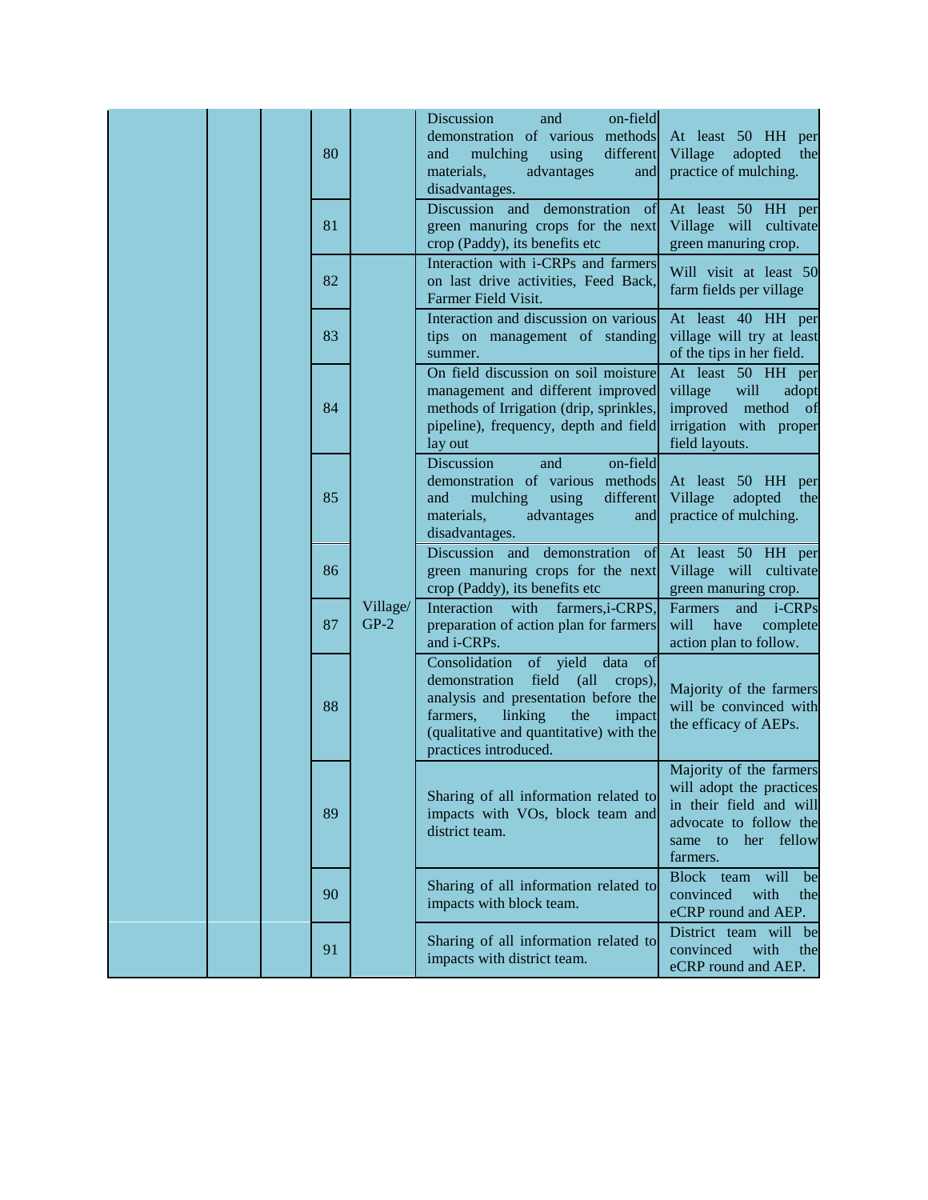| | | | | | | |
|---|---|---|---|---|---|---|
| | | | 80 | | Discussion and on-field demonstration of various methods and mulching using different materials, advantages and disadvantages. | At least 50 HH per Village adopted the practice of mulching. |
| | | | 81 | | Discussion and demonstration of green manuring crops for the next crop (Paddy), its benefits etc | At least 50 HH per Village will cultivate green manuring crop. |
| | | | 82 | Village/ GP-2 | Interaction with i-CRPs and farmers on last drive activities, Feed Back, Farmer Field Visit. | Will visit at least 50 farm fields per village |
| | | | 83 | | Interaction and discussion on various tips on management of standing summer. | At least 40 HH per village will try at least of the tips in her field. |
| | | | 84 | | On field discussion on soil moisture management and different improved methods of Irrigation (drip, sprinkles, pipeline), frequency, depth and field lay out | At least 50 HH per village will adopt improved method of irrigation with proper field layouts. |
| | | | 85 | | Discussion and on-field demonstration of various methods and mulching using different materials, advantages and disadvantages. | At least 50 HH per Village adopted the practice of mulching. |
| | | | 86 | | Discussion and demonstration of green manuring crops for the next crop (Paddy), its benefits etc | At least 50 HH per Village will cultivate green manuring crop. |
| | | | 87 | | Interaction with farmers,i-CRPS, preparation of action plan for farmers and i-CRPs. | Farmers and i-CRPs will have complete action plan to follow. |
| | | | 88 | | Consolidation of yield data of demonstration field (all crops), analysis and presentation before the farmers, linking the impact (qualitative and quantitative) with the practices introduced. | Majority of the farmers will be convinced with the efficacy of AEPs. |
| | | | 89 | | Sharing of all information related to impacts with VOs, block team and district team. | Majority of the farmers will adopt the practices in their field and will advocate to follow the same to her fellow farmers. |
| | | | 90 | | Sharing of all information related to impacts with block team. | Block team will be convinced with the eCRP round and AEP. |
| | | | 91 | | Sharing of all information related to impacts with district team. | District team will be convinced with the eCRP round and AEP. |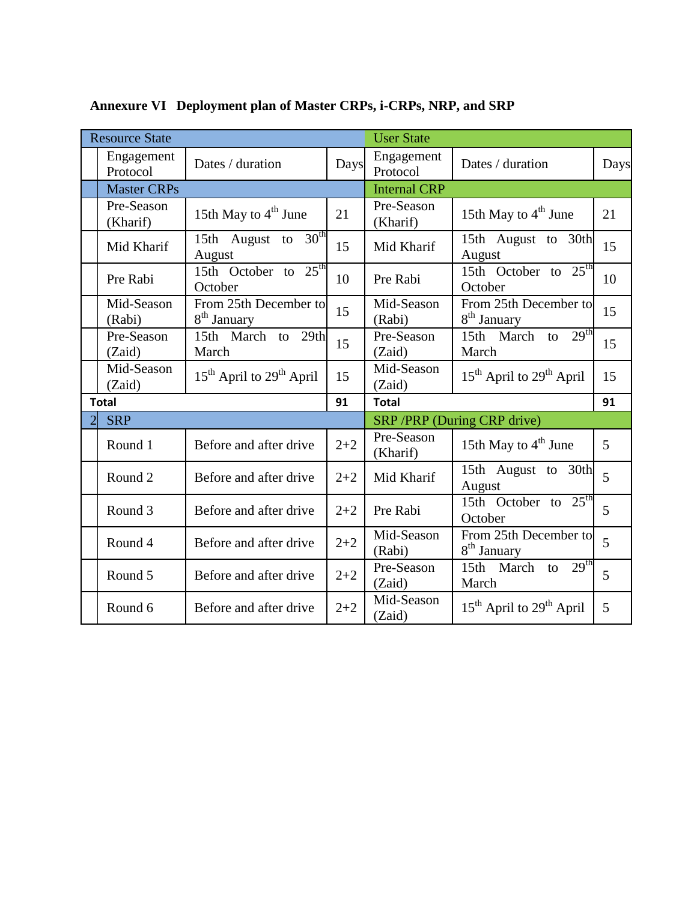**Annexure VI Deployment plan of Master CRPs, i-CRPs, NRP, and SRP**

| | Resource State | | | User State | | |
|---|---|---|---|---|---|---|
| | Engagement Protocol | Dates / duration | Days | Engagement Protocol | Dates / duration | Days |
| | Master CRPs | | | Internal CRP | | |
| | Pre-Season (Kharif) | 15th May to 4th June | 21 | Pre-Season (Kharif) | 15th May to 4th June | 21 |
| | Mid Kharif | 15th August to 30th August | 15 | Mid Kharif | 15th August to 30th August | 15 |
| | Pre Rabi | 15th October to 25th October | 10 | Pre Rabi | 15th October to 25th October | 10 |
| | Mid-Season (Rabi) | From 25th December to 8th January | 15 | Mid-Season (Rabi) | From 25th December to 8th January | 15 |
| | Pre-Season (Zaid) | 15th March to 29th March | 15 | Pre-Season (Zaid) | 15th March to 29th March | 15 |
| | Mid-Season (Zaid) | 15th April to 29th April | 15 | Mid-Season (Zaid) | 15th April to 29th April | 15 |
| **Total** | | | **91** | **Total** | | **91** |
| 2 | SRP | | | SRP /PRP (During CRP drive) | | |
| | Round 1 | Before and after drive | 2+2 | Pre-Season (Kharif) | 15th May to 4th June | 5 |
| | Round 2 | Before and after drive | 2+2 | Mid Kharif | 15th August to 30th August | 5 |
| | Round 3 | Before and after drive | 2+2 | Pre Rabi | 15th October to 25th October | 5 |
| | Round 4 | Before and after drive | 2+2 | Mid-Season (Rabi) | From 25th December to 8th January | 5 |
| | Round 5 | Before and after drive | 2+2 | Pre-Season (Zaid) | 15th March to 29th March | 5 |
| | Round 6 | Before and after drive | 2+2 | Mid-Season (Zaid) | 15th April to 29th April | 5 |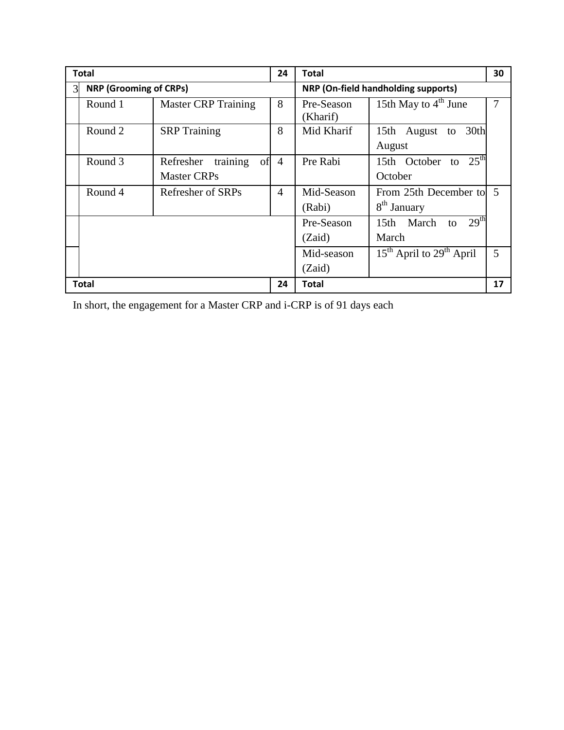| | | | | | | |
|---|---|---|---|---|---|---|
| **Total** | | | **24** | **Total** | | **30** |
| 3 | **NRP (Grooming of CRPs)** | | | **NRP (On-field handholding supports)** | | |
| | Round 1 | Master CRP Training | 8 | Pre-Season (Kharif) | 15th May to 4th June | 7 |
| | Round 2 | SRP Training | 8 | Mid Kharif | 15th August to 30th August | |
| | Round 3 | Refresher training of Master CRPs | 4 | Pre Rabi | 15th October to 25th October | |
| | Round 4 | Refresher of SRPs | 4 | Mid-Season (Rabi) | From 25th December to 8th January | 5 |
| | | | | Pre-Season (Zaid) | 15th March to 29th March | |
| | | | | Mid-season (Zaid) | 15th April to 29th April | 5 |
| **Total** | | | **24** | **Total** | | **17** |

In short, the engagement for a Master CRP and i-CRP is of 91 days each